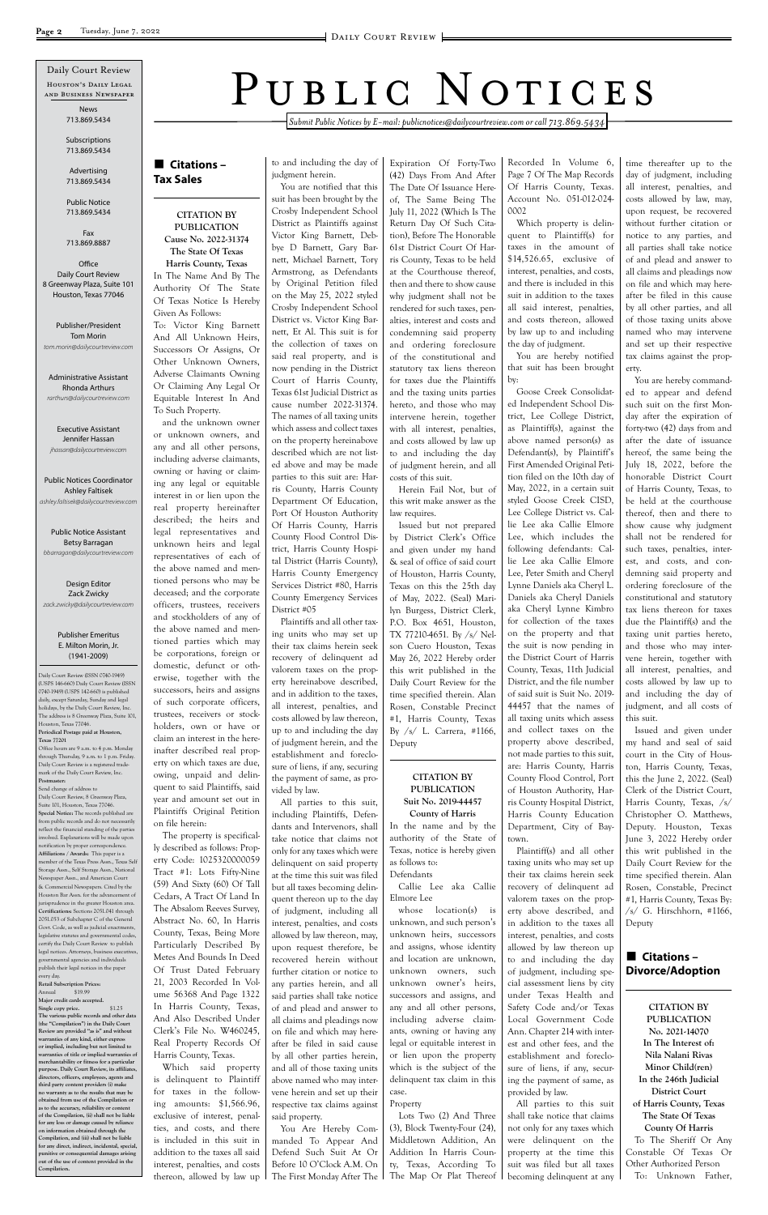# Public Notices

*Submit Public Notices by E-mail: publicnotices@dailycourtreview.com or call 713.869.5434*

Daily Court Review
Houston's Daily Legal and Business Newspaper

News
713.869.5434

Subscriptions
713.869.5434

Advertising
713.869.5434

Public Notice
713.869.5434

Fax
713.869.8887

Office
Daily Court Review
8 Greenway Plaza, Suite 101
Houston, Texas 77046

Publisher/President
Tom Morin
*tom.morin@dailycourtreview.com*

Administrative Assistant
Rhonda Arthurs
*rarthurs@dailycourtreview.com*

Executive Assistant
Jennifer Hassan
*jhassan@dailycourtreview.com*

Public Notices Coordinator
Ashley Faltisek
*ashley.faltisek@dailycourtreview.com*

Public Notice Assistant
Betsy Barragan
*bbarragan@dailycourtreview.com*

Design Editor
Zack Zwicky
*zack.zwicky@dailycourtreview.com*

Publisher Emeritus
E. Milton Morin, Jr.
(1941-2009)

Daily Court Review (ISSN 0740-1949) (USPS 146-660) Daily Court Review (ISSN 0740-1949) (USPS 142-660) is published daily, except Saturday, Sunday and legal holidays, by the Daily Court Review, Inc. The address is 8 Greenway Plaza, Suite 101, Houston, Texas 77046.

**Periodical Postage paid at Houston, Texas 77201**

Office hours are 9 a.m. to 4 p.m. Monday through Thursday, 9 a.m. to 1 p.m. Friday. Daily Court Review is a registered trademark of the Daily Court Review, Inc.

**Postmaster:**
Send change of address to
Daily Court Review, 8 Greenway Plaza, Suite 101, Houston, Texas 77046.

**Special Notice:** The records published are from public records and do not necessarily reflect the financial standing of the parties involved. Explanations will be made upon notification by proper correspondence.

**Affiliations / Awards:** This paper is a member of the Texas Press Assn., Texas Self Storage Assn., Self Storage Assn., National Newspaper Assn., and American Court & Commercial Newspapers. Cited by the Houston Bar Assn. for the advancement of jurisprudence in the greater Houston area.

**Certifications:** Sections 2051.041 through 2051.053 of Subchapter C of the General Govt. Code, as well as judicial enactments, legislative statutes and governmental codes, certify the Daily Court Review to publish legal notices. Attorneys, business executives, governmental agencies and individuals publish their legal notices in the paper every day.

**Retail Subscription Prices:**
Annual $19.99
**Major credit cards accepted.**
**Single copy price.** $1.25

**The various public records and other data (the "Compilation") in the Daily Court Review are provided "as is" and without warranties of any kind, either express or implied, including but not limited to warranties of title or implied warranties of merchantability or fitness for a particular purpose. Daily Court Review, its affiliates, directors, officers, employees, agents and third party content providers (i) make no warranty as to the results that may be obtained from use of the Compilation or as to the accuracy, reliability or content of the Compilation, (ii) shall not be liable for any loss or damage caused by reliance on information obtained through the Compilation, and (iii) shall not be liable for any direct, indirect, incidental, special, punitive or consequential damages arising out of the use of content provided in the Compilation.**

## Citations – Tax Sales

**CITATION BY PUBLICATION**
**Cause No. 2022-31374**
**The State Of Texas**
**Harris County, Texas**

In The Name And By The Authority Of The State Of Texas Notice Is Hereby Given As Follows:

To: Victor King Barnett And All Unknown Heirs, Successors Or Assigns, Or Other Unknown Owners, Adverse Claimants Owning Or Claiming Any Legal Or Equitable Interest In And To Such Property.

and the unknown owner or unknown owners, and any and all other persons, including adverse claimants, owning or having or claiming any legal or equitable interest in or lien upon the real property hereinafter described; the heirs and legal representatives and unknown heirs and legal representatives of each of the above named and mentioned persons who may be deceased; and the corporate officers, trustees, receivers and stockholders of any of the above named and mentioned parties which may be corporations, foreign or domestic, defunct or otherwise, together with the successors, heirs and assigns of such corporate officers, trustees, receivers or stockholders, own or have or claim an interest in the hereinafter described real property on which taxes are due, owing, unpaid and delinquent to said Plaintiffs, said year and amount set out in Plaintiffs Original Petition on file herein:

The property is specifically described as follows: Property Code: 1025320000059 Tract #1: Lots Fifty-Nine (59) And Sixty (60) Of Tall Cedars, A Tract Of Land In The Absalom Reeves Survey, Abstract No. 60, In Harris County, Texas, Being More Particularly Described By Metes And Bounds In Deed Of Trust Dated February 21, 2003 Recorded In Volume 56368 And Page 1322 In Harris County, Texas, And Also Described Under Clerk's File No. W460245, Real Property Records Of Harris County, Texas.

Which said property is delinquent to Plaintiff for taxes in the following amounts: $1,566.96, exclusive of interest, penalties, and costs, and there is included in this suit in addition to the taxes all said interest, penalties, and costs thereon, allowed by law up to and including the day of judgment herein.

You are notified that this suit has been brought by the Crosby Independent School District as Plaintiffs against Victor King Barnett, Debbye D Barnett, Gary Barnett, Michael Barnett, Tory Armstrong, as Defendants by Original Petition filed on the May 25, 2022 styled Crosby Independent School District vs. Victor King Barnett, Et Al. This suit is for the collection of taxes on said real property, and is now pending in the District Court of Harris County, Texas 61st Judicial District as cause number 2022-31374. The names of all taxing units which assess and collect taxes on the property hereinabove described which are not listed above and may be made parties to this suit are: Harris County, Harris County Department Of Education, Port Of Houston Authority Of Harris County, Harris County Flood Control District, Harris County Hospital District (Harris County), Harris County Emergency Services District #80, Harris County Emergency Services District #05

Plaintiffs and all other taxing units who may set up their tax claims herein seek recovery of delinquent ad valorem taxes on the property hereinabove described, and in addition to the taxes, all interest, penalties, and costs allowed by law thereon, up to and including the day of judgment herein, and the establishment and foreclosure of liens, if any, securing the payment of same, as provided by law.

All parties to this suit, including Plaintiffs, Defendants and Intervenors, shall take notice that claims not only for any taxes which were delinquent on said property at the time this suit was filed but all taxes becoming delinquent thereon up to the day of judgment, including all interest, penalties, and costs allowed by law thereon, may, upon request therefore, be recovered herein without further citation or notice to any parties herein, and all said parties shall take notice of and plead and answer to all claims and pleadings now on file and which may hereafter be filed in said cause by all other parties herein, and all of those taxing units above named who may intervene herein and set up their respective tax claims against said property.

You Are Hereby Commanded To Appear And Defend Such Suit At Or Before 10 O'Clock A.M. On The First Monday After The Expiration Of Forty-Two (42) Days From And After The Date Of Issuance Hereof, The Same Being The July 11, 2022 (Which Is The Return Day Of Such Citation), Before The Honorable 61st District Court Of Harris County, Texas to be held at the Courthouse thereof, then and there to show cause why judgment shall not be rendered for such taxes, penalties, interest and costs and condemning said property and ordering foreclosure of the constitutional and statutory tax liens thereon for taxes due the Plaintiffs and the taxing units parties hereto, and those who may intervene herein, together with all interest, penalties, and costs allowed by law up to and including the day of judgment herein, and all costs of this suit.

Herein Fail Not, but of this writ make answer as the law requires.

Issued but not prepared by District Clerk's Office and given under my hand & seal of office of said court of Houston, Harris County, Texas on this the 25th day of May, 2022. (Seal) Marilyn Burgess, District Clerk, P.O. Box 4651, Houston, TX 77210-4651. By /s/ Nelson Cuero Houston, Texas May 26, 2022 Hereby order this writ published in the Daily Court Review for the time specified therein. Alan Rosen, Constable Precinct #1, Harris County, Texas By /s/ L. Carrera, #1166, Deputy

**CITATION BY PUBLICATION**
**Suit No. 2019-44457**
**County of Harris**

In the name and by the authority of the State of Texas, notice is hereby given as follows to:

Defendants

Callie Lee aka Callie Elmore Lee

whose location(s) is unknown, and such person's unknown heirs, successors and assigns, whose identity and location are unknown, unknown owners, such unknown owner's heirs, successors and assigns, and any and all other persons, including adverse claimants, owning or having any legal or equitable interest in or lien upon the property which is the subject of the delinquent tax claim in this case.

Property

Lots Two (2) And Three (3), Block Twenty-Four (24), Middletown Addition, An Addition In Harris County, Texas, According To The Map Or Plat Thereof Recorded In Volume 6, Page 7 Of The Map Records Of Harris County, Texas. Account No. 051-012-024-0002

Which property is delinquent to Plaintiff(s) for taxes in the amount of $14,526.65, exclusive of interest, penalties, and costs, and there is included in this suit in addition to the taxes all said interest, penalties, and costs thereon, allowed by law up to and including the day of judgment.

You are hereby notified that suit has been brought by:

Goose Creek Consolidated Independent School District, Lee College District, as Plaintiff(s), against the above named person(s) as Defendant(s), by Plaintiff's First Amended Original Petition filed on the 10th day of May, 2022, in a certain suit styled Goose Creek CISD, Lee College District vs. Callie Lee aka Callie Elmore Lee, which includes the following defendants: Callie Lee aka Callie Elmore Lee, Peter Smith and Cheryl Lynne Daniels aka Cheryl L. Daniels aka Cheryl Daniels aka Cheryl Lynne Kimbro for collection of the taxes on the property and that the suit is now pending in the District Court of Harris County, Texas, 11th Judicial District, and the file number of said suit is Suit No. 2019-44457 that the names of all taxing units which assess and collect taxes on the property above described, not made parties to this suit, are: Harris County, Harris County Flood Control, Port of Houston Authority, Harris County Hospital District, Harris County Education Department, City of Baytown.

Plaintiff(s) and all other taxing units who may set up their tax claims herein seek recovery of delinquent ad valorem taxes on the property above described, and in addition to the taxes all interest, penalties, and costs allowed by law thereon up to and including the day of judgment, including special assessment liens by city under Texas Health and Safety Code and/or Texas Local Government Code Ann. Chapter 214 with interest and other fees, and the establishment and foreclosure of liens, if any, securing the payment of same, as provided by law.

All parties to this suit shall take notice that claims not only for any taxes which were delinquent on the property at the time this suit was filed but all taxes becoming delinquent at any time thereafter up to the day of judgment, including all interest, penalties, and costs allowed by law, may, upon request, be recovered without further citation or notice to any parties, and all parties shall take notice of and plead and answer to all claims and pleadings now on file and which may hereafter be filed in this cause by all other parties, and all of those taxing units above named who may intervene and set up their respective tax claims against the property.

You are hereby commanded to appear and defend such suit on the first Monday after the expiration of forty-two (42) days from and after the date of issuance hereof, the same being the July 18, 2022, before the honorable District Court of Harris County, Texas, to be held at the courthouse thereof, then and there to show cause why judgment shall not be rendered for such taxes, penalties, interest, and costs, and condemning said property and ordering foreclosure of the constitutional and statutory tax liens thereon for taxes due the Plaintiff(s) and the taxing unit parties hereto, and those who may intervene herein, together with all interest, penalties, and costs allowed by law up to and including the day of judgment, and all costs of this suit.

Issued and given under my hand and seal of said court in the City of Houston, Harris County, Texas, this the June 2, 2022. (Seal) Clerk of the District Court, Harris County, Texas, /s/ Christopher O. Matthews, Deputy. Houston, Texas June 3, 2022 Hereby order this writ published in the Daily Court Review for the time specified therein. Alan Rosen, Constable, Precinct #1, Harris County, Texas By: /s/ G. Hirschhorn, #1166, Deputy

## Citations – Divorce/Adoption

**CITATION BY PUBLICATION**
**No. 2021-14070**
**In The Interest of:**
**Nila Nalani Rivas**
**Minor Child(ren)**
**In the 246th Judicial District Court**
**of Harris County, Texas**
**The State Of Texas**
**County Of Harris**

To The Sheriff Or Any Constable Of Texas Or Other Authorized Person

To: Unknown Father,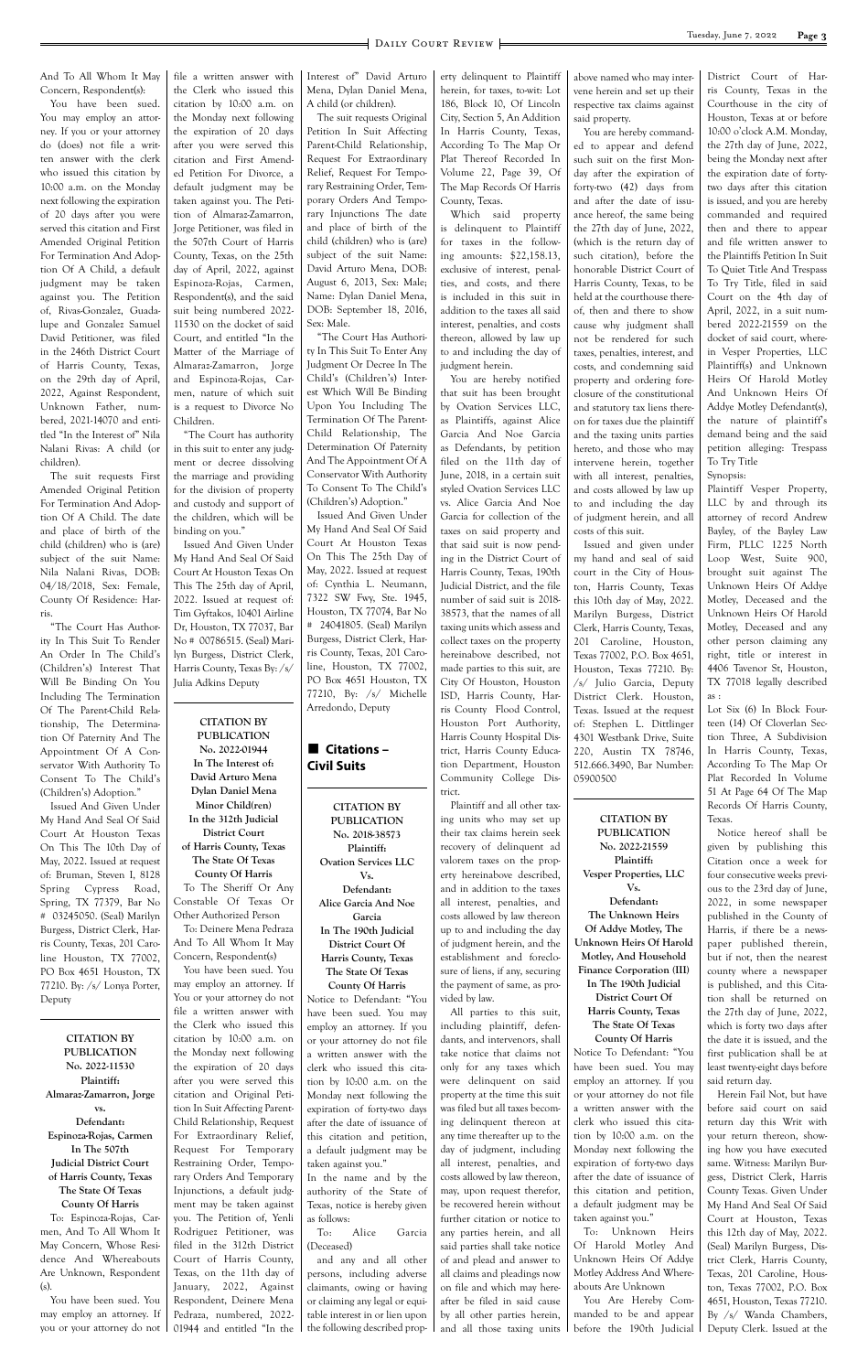And To All Whom It May Concern, Respondent(s):

You have been sued. You may employ an attorney. If you or your attorney do (does) not file a written answer with the clerk who issued this citation by 10:00 a.m. on the Monday next following the expiration of 20 days after you were served this citation and First Amended Original Petition For Termination And Adoption Of A Child, a default judgment may be taken against you. The Petition of, Rivas-Gonzalez, Guadalupe and Gonzalez Samuel David Petitioner, was filed in the 246th District Court of Harris County, Texas, on the 29th day of April, 2022, Against Respondent, Unknown Father, numbered, 2021-14070 and entitled "In the Interest of" Nila Nalani Rivas: A child (or children).

The suit requests First Amended Original Petition For Termination And Adoption Of A Child. The date and place of birth of the child (children) who is (are) subject of the suit Name: Nila Nalani Rivas, DOB: 04/18/2018, Sex: Female, County Of Residence: Harris.

"The Court Has Authority In This Suit To Render An Order In The Child's (Children's) Interest That Will Be Binding On You Including The Termination Of The Parent-Child Relationship, The Determination Of Paternity And The Appointment Of A Conservator With Authority To Consent To The Child's (Children's) Adoption."

Issued And Given Under My Hand And Seal Of Said Court At Houston Texas On This The 10th Day of May, 2022. Issued at request of: Bruman, Steven I, 8128 Spring Cypress Road, Spring, TX 77379, Bar No # 03245050. (Seal) Marilyn Burgess, District Clerk, Harris County, Texas, 201 Caroline, Houston, TX 77002, PO Box 4651 Houston, TX 77210. By: /s/ Lonya Porter, Deputy

**CITATION BY PUBLICATION**
**No. 2022-11530**
**Plaintiff:**
**Almaraz-Zamarron, Jorge**
**vs.**
**Defendant:**
**Espinoza-Rojas, Carmen**
**In The 507th Judicial District Court of Harris County, Texas**
**The State Of Texas**
**County Of Harris**

To: Espinoza-Rojas, Carmen, And To All Whom It May Concern, Whose Residence And Whereabouts Are Unknown, Respondent (s).

You have been sued. You may employ an attorney. If you or your attorney do not file a written answer with the Clerk who issued this citation by 10:00 a.m. on the Monday next following the expiration of 20 days after you were served this citation and First Amended Petition For Divorce, a default judgment may be taken against you. The Petition of Almaraz-Zamarron, Jorge Petitioner, was filed in the 507th Court of Harris County, Texas, on the 25th day of April, 2022, against Espinoza-Rojas, Carmen, Respondent(s), and the said suit being numbered 2022-11530 on the docket of said Court, and entitled "In the Matter of the Marriage of Almaraz-Zamarron, Jorge and Espinoza-Rojas, Carmen, nature of which suit is a request to Divorce No Children.

"The Court has authority in this suit to enter any judgment or decree dissolving the marriage and providing for the division of property and custody and support of the children, which will be binding on you."

Issued And Given Under My Hand And Seal Of Said Court At Houston Texas On This The 25th day of April, 2022. Issued at request of: Tim Gyftakos, 10401 Airline Dr, Houston, TX 77037, Bar No # 00786515. (Seal) Marilyn Burgess, District Clerk, Harris County, Texas By: /s/ Julia Adkins Deputy

**CITATION BY PUBLICATION**
**No. 2022-01944**
**In The Interest of:**
**David Arturo Mena**
**Dylan Daniel Mena**
**Minor Child(ren)**
**In the 312th Judicial District Court of Harris County, Texas**
**The State Of Texas**
**County Of Harris**

To The Sheriff Or Any Constable Of Texas Or Other Authorized Person

To: Deinere Mena Pedraza And To All Whom It May Concern, Respondent(s)

You have been sued. You may employ an attorney. If You or your attorney do not file a written answer with the Clerk who issued this citation by 10:00 a.m. on the Monday next following the expiration of 20 days after you were served this citation and Original Petition In Suit Affecting Parent-Child Relationship, Request For Extraordinary Relief, Request For Temporary Restraining Order, Temporary Orders And Temporary Injunctions, a default judgment may be taken against you. The Petition of, Yenli Rodriguez Petitioner, was filed in the 312th District Court of Harris County, Texas, on the 11th day of January, 2022, Against Respondent, Deinere Mena Pedraza, numbered, 2022-01944 and entitled "In the Interest of" David Arturo Mena, Dylan Daniel Mena, A child (or children).

The suit requests Original Petition In Suit Affecting Parent-Child Relationship, Request For Extraordinary Relief, Request For Temporary Restraining Order, Temporary Orders And Temporary Injunctions The date and place of birth of the child (children) who is (are) subject of the suit Name: David Arturo Mena, DOB: August 6, 2013, Sex: Male; Name: Dylan Daniel Mena, DOB: September 18, 2016, Sex: Male.

"The Court Has Authority In This Suit To Enter Any Judgment Or Decree In The Child's (Children's) Interest Which Will Be Binding Upon You Including The Termination Of The Parent-Child Relationship, The Determination Of Paternity And The Appointment Of A Conservator With Authority To Consent To The Child's (Children's) Adoption."

Issued And Given Under My Hand And Seal Of Said Court At Houston Texas On This The 25th Day of May, 2022. Issued at request of: Cynthia L. Neumann, 7322 SW Fwy, Ste. 1945, Houston, TX 77074, Bar No # 24041805. (Seal) Marilyn Burgess, District Clerk, Harris County, Texas, 201 Caroline, Houston, TX 77002, PO Box 4651 Houston, TX 77210, By: /s/ Michelle Arredondo, Deputy

## Citations – Civil Suits

**CITATION BY PUBLICATION**
**No. 2018-38573**
**Plaintiff:**
**Ovation Services LLC**
**Vs.**
**Defendant:**
**Alice Garcia And Noe Garcia**
**In The 190th Judicial District Court Of Harris County, Texas**
**The State Of Texas**
**County Of Harris**

Notice to Defendant: "You have been sued. You may employ an attorney. If you or your attorney do not file a written answer with the clerk who issued this citation by 10:00 a.m. on the Monday next following the expiration of forty-two days after the date of issuance of this citation and petition, a default judgment may be taken against you."

In the name and by the authority of the State of Texas, notice is hereby given as follows:

To: Alice Garcia (Deceased)

and any and all other persons, including adverse claimants, owing or having or claiming any legal or equitable interest in or lien upon the following described property delinquent to Plaintiff herein, for taxes, to-wit: Lot 186, Block 10, Of Lincoln City, Section 5, An Addition In Harris County, Texas, According To The Map Or Plat Thereof Recorded In Volume 22, Page 39, Of The Map Records Of Harris County, Texas.

Which said property is delinquent to Plaintiff for taxes in the following amounts: $22,158.13, exclusive of interest, penalties, and costs, and there is included in this suit in addition to the taxes all said interest, penalties, and costs thereon, allowed by law up to and including the day of judgment herein.

You are hereby notified that suit has been brought by Ovation Services LLC, as Plaintiffs, against Alice Garcia And Noe Garcia as Defendants, by petition filed on the 11th day of June, 2018, in a certain suit styled Ovation Services LLC vs. Alice Garcia And Noe Garcia for collection of the taxes on said property and that said suit is now pending in the District Court of Harris County, Texas, 190th Judicial District, and the file number of said suit is 2018-38573, that the names of all taxing units which assess and collect taxes on the property hereinabove described, not made parties to this suit, are City Of Houston, Houston ISD, Harris County, Harris County Flood Control, Houston Port Authority, Harris County Hospital District, Harris County Education Department, Houston Community College District.

Plaintiff and all other taxing units who may set up their tax claims herein seek recovery of delinquent ad valorem taxes on the property hereinabove described, and in addition to the taxes all interest, penalties, and costs allowed by law thereon up to and including the day of judgment herein, and the establishment and foreclosure of liens, if any, securing the payment of same, as provided by law.

All parties to this suit, including plaintiff, defendants, and intervenors, shall take notice that claims not only for any taxes which were delinquent on said property at the time this suit was filed but all taxes becoming delinquent thereon at any time thereafter up to the day of judgment, including all interest, penalties, and costs allowed by law thereon, may, upon request therefor, be recovered herein without further citation or notice to any parties herein, and all said parties shall take notice of and plead and answer to all claims and pleadings now on file and which may hereafter be filed in said cause by all other parties herein, and all those taxing units above named who may intervene herein and set up their respective tax claims against said property.

You are hereby commanded to appear and defend such suit on the first Monday after the expiration of forty-two (42) days from and after the date of issuance hereof, the same being the 27th day of June, 2022, (which is the return day of such citation), before the honorable District Court of Harris County, Texas, to be held at the courthouse thereof, then and there to show cause why judgment shall not be rendered for such taxes, penalties, interest, and costs, and condemning said property and ordering foreclosure of the constitutional and statutory tax liens thereon for taxes due the plaintiff and the taxing units parties hereto, and those who may intervene herein, together with all interest, penalties, and costs allowed by law up to and including the day of judgment herein, and all costs of this suit.

Issued and given under my hand and seal of said court in the City of Houston, Harris County, Texas this 10th day of May, 2022. Marilyn Burgess, District Clerk, Harris County, Texas, 201 Caroline, Houston, Texas 77002, P.O. Box 4651, Houston, Texas 77210. By: /s/ Julio Garcia, Deputy District Clerk. Houston, Texas. Issued at the request of: Stephen L. Dittlinger 4301 Westbank Drive, Suite 220, Austin TX 78746, 512.666.3490, Bar Number: 05900500

**CITATION BY PUBLICATION**
**No. 2022-21559**
**Plaintiff:**
**Vesper Properties, LLC**
**Vs.**
**Defendant:**
**The Unknown Heirs Of Addye Motley, The Unknown Heirs Of Harold Motley, And Household Finance Corporation (III)**
**In The 190th Judicial District Court Of Harris County, Texas**
**The State Of Texas**
**County Of Harris**

Notice To Defendant: "You have been sued. You may employ an attorney. If you or your attorney do not file a written answer with the clerk who issued this citation by 10:00 a.m. on the Monday next following the expiration of forty-two days after the date of issuance of this citation and petition, a default judgment may be taken against you."

To: Unknown Heirs Of Harold Motley And Unknown Heirs Of Addye Motley Address And Whereabouts Are Unknown

You Are Hereby Commanded to be and appear before the 190th Judicial District Court of Harris County, Texas in the Courthouse in the city of Houston, Texas at or before 10:00 o'clock A.M. Monday, the 27th day of June, 2022, being the Monday next after the expiration date of forty-two days after this citation is issued, and you are hereby commanded and required then and there to appear and file written answer to the Plaintiffs Petition In Suit To Quiet Title And Trespass To Try Title, filed in said Court on the 4th day of April, 2022, in a suit numbered 2022-21559 on the docket of said court, wherein Vesper Properties, LLC Plaintiff(s) and Unknown Heirs Of Harold Motley And Unknown Heirs Of Addye Motley Defendant(s), the nature of plaintiff's demand being and the said petition alleging: Trespass To Try Title

Synopsis:

Plaintiff Vesper Property, LLC by and through its attorney of record Andrew Bayley, of the Bayley Law Firm, PLLC 1225 North Loop West, Suite 900, brought suit against The Unknown Heirs Of Addye Motley, Deceased and the Unknown Heirs Of Harold Motley, Deceased and any other person claiming any right, title or interest in 4406 Tavenor St, Houston, TX 77018 legally described as :

Lot Six (6) In Block Fourteen (14) Of Cloverlan Section Three, A Subdivision In Harris County, Texas, According To The Map Or Plat Recorded In Volume 51 At Page 64 Of The Map Records Of Harris County, Texas.

Notice hereof shall be given by publishing this Citation once a week for four consecutive weeks previous to the 23rd day of June, 2022, in some newspaper published in the County of Harris, if there be a newspaper published therein, but if not, then the nearest county where a newspaper is published, and this Citation shall be returned on the 27th day of June, 2022, which is forty two days after the date it is issued, and the first publication shall be at least twenty-eight days before said return day.

Herein Fail Not, but have before said court on said return day this Writ with your return thereon, showing how you have executed same. Witness: Marilyn Burgess, District Clerk, Harris County Texas. Given Under My Hand And Seal Of Said Court at Houston, Texas this 12th day of May, 2022. (Seal) Marilyn Burgess, District Clerk, Harris County, Texas, 201 Caroline, Houston, Texas 77002, P.O. Box 4651, Houston, Texas 77210. By /s/ Wanda Chambers, Deputy Clerk. Issued at the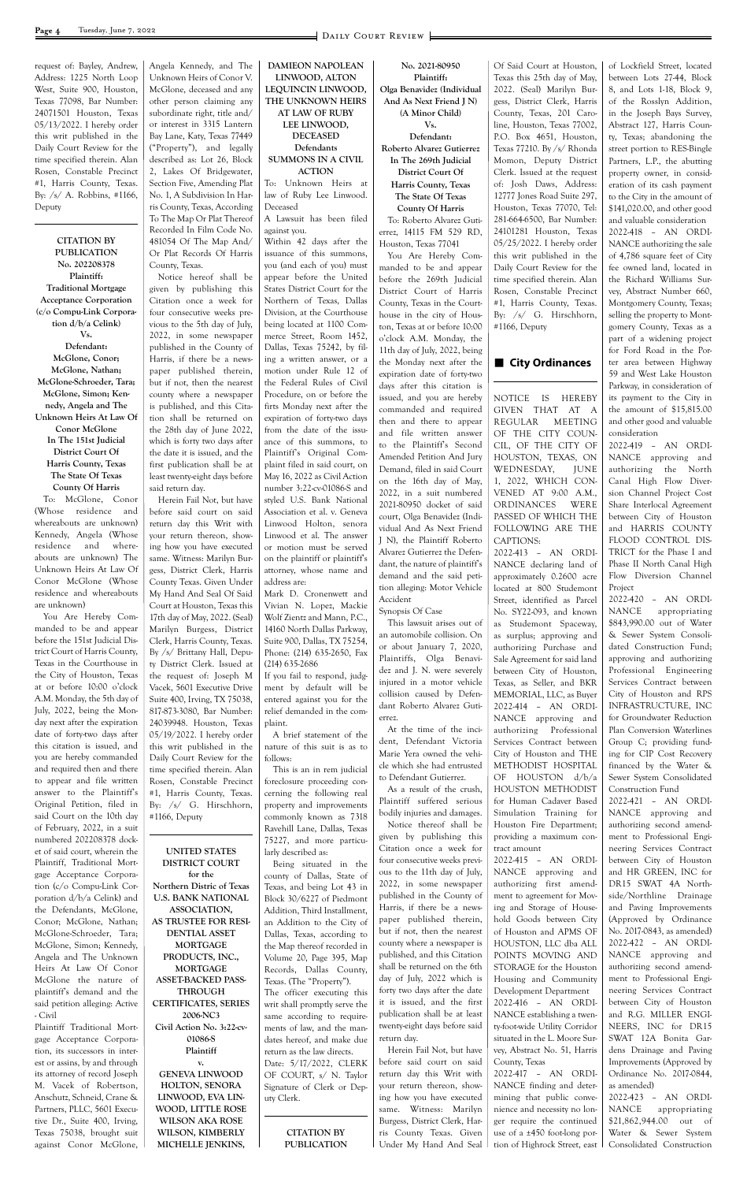request of: Bayley, Andrew, Address: 1225 North Loop West, Suite 900, Houston, Texas 77098, Bar Number: 24071501 Houston, Texas 05/13/2022. I hereby order this writ published in the Daily Court Review for the time specified therein. Alan Rosen, Constable Precinct #1, Harris County, Texas. By: /s/ A. Robbins, #1166, Deputy

---

**CITATION BY PUBLICATION**
**No. 202208378**
**Plaintiff:**
**Traditional Mortgage Acceptance Corporation (c/o Compu-Link Corporation d/b/a Celink)**
**Vs.**
**Defendant:**
**McGlone, Conor; McGlone, Nathan; McGlone-Schroeder, Tara; McGlone, Simon; Kennedy, Angela and The Unknown Heirs At Law Of Conor McGlone**
**In The 151st Judicial District Court Of Harris County, Texas**
**The State Of Texas**
**County Of Harris**

To: McGlone, Conor (Whose residence and whereabouts are unknown) Kennedy, Angela (Whose residence and whereabouts are unknown) The Unknown Heirs At Law Of Conor McGlone (Whose residence and whereabouts are unknown)

You Are Hereby Commanded to be and appear before the 151st Judicial District Court of Harris County, Texas in the Courthouse in the City of Houston, Texas at or before 10:00 o'clock A.M. Monday, the 5th day of July, 2022, being the Monday next after the expiration date of forty-two days after this citation is issued, and you are hereby commanded and required then and there to appear and file written answer to the Plaintiff's Original Petition, filed in said Court on the 10th day of February, 2022, in a suit numbered 202208378 docket of said court, wherein the Plaintiff, Traditional Mortgage Acceptance Corporation (c/o Compu-Link Corporation d/b/a Celink) and the Defendants, McGlone, Conor; McGlone, Nathan; McGlone-Schroeder, Tara; McGlone, Simon; Kennedy, Angela and The Unknown Heirs At Law Of Conor McGlone the nature of plaintiff's demand and the said petition alleging: Active - Civil

Plaintiff Traditional Mortgage Acceptance Corporation, its successors in interest or assins, by and through its attorney of record Joseph M. Vacek of Robertson, Anschutz, Schneid, Crane & Partners, PLLC, 5601 Executive Dr., Suite 400, Irving, Texas 75038, brought suit against Conor McGlone, Angela Kennedy, and The Unknown Heirs of Conor V. McGlone, deceased and any other person claiming any subordinate right, title and/ or interest in 3315 Lantern Bay Lane, Katy, Texas 77449 ("Property"), and legally described as: Lot 26, Block 2, Lakes Of Bridgewater, Section Five, Amending Plat No. 1, A Subdivision In Harris County, Texas, According To The Map Or Plat Thereof Recorded In Film Code No. 481054 Of The Map And/ Or Plat Records Of Harris County, Texas.

Notice hereof shall be given by publishing this Citation once a week for four consecutive weeks previous to the 5th day of July, 2022, in some newspaper published in the County of Harris, if there be a newspaper published therein, but if not, then the nearest county where a newspaper is published, and this Citation shall be returned on the 28th day of June 2022, which is forty two days after the date it is issued, and the first publication shall be at least twenty-eight days before said return day.

Herein Fail Not, but have before said court on said return day this Writ with your return thereon, showing how you have executed same. Witness: Marilyn Burgess, District Clerk, Harris County Texas. Given Under My Hand And Seal Of Said Court at Houston, Texas this 17th day of May, 2022. (Seal) Marilyn Burgess, District Clerk, Harris County, Texas. By /s/ Brittany Hall, Deputy District Clerk. Issued at the request of: Joseph M Vacek, 5601 Executive Drive Suite 400, Irving, TX 75038, 817-873-3080, Bar Number: 24039948. Houston, Texas 05/19/2022. I hereby order this writ published in the Daily Court Review for the time specified therein. Alan Rosen, Constable Precinct #1, Harris County, Texas. By: /s/ G. Hirschhorn, #1166, Deputy

---

**UNITED STATES DISTRICT COURT for the Northern Distric of Texas**
**U.S. BANK NATIONAL ASSOCIATION, AS TRUSTEE FOR RESIDENTIAL ASSET MORTGAGE PRODUCTS, INC., MORTGAGE ASSET-BACKED PASS-THROUGH CERTIFICATES, SERIES 2006-NC3**
**Civil Action No. 3:22-cv-01086-S**
**Plaintiff**
**v.**
**GENEVA LINWOOD HOLTON, SENORA LINWOOD, EVA LINWOOD, LITTLE ROSE WILSON AKA ROSE WILSON, KIMBERLY MICHELLE JENKINS, DAMIEON NAPOLEAN LINWOOD, ALTON LEQUINCIN LINWOOD, THE UNKNOWN HEIRS AT LAW OF RUBY LEE LINWOOD, DECEASED**
**Defendants**
**SUMMONS IN A CIVIL ACTION**

To: Unknown Heirs at law of Ruby Lee Linwood. Deceased

A Lawsuit has been filed against you.

Within 42 days after the issuance of this summons, you (and each of you) must appear before the United States District Court for the Northern of Texas, Dallas Division, at the Courthouse being located at 1100 Commerce Street, Room 1452, Dallas, Texas 75242, by filing a written answer, or a motion under Rule 12 of the Federal Rules of Civil Procedure, on or before the firts Monday next after the expiration of forty-two days from the date of the issuance of this summons, to Plaintiff's Original Complaint filed in said court, on May 16, 2022 as Civil Action number 3:22-cv-01086-S and styled U.S. Bank National Association et al. v. Geneva Linwood Holton, senora Linwood et al. The answer or motion must be served on the plaintiff or plaintiff's attorney, whose name and address are:

Mark D. Cronenwett and Vivian N. Lopez, Mackie Wolf Zientz and Mann, P.C., 14160 North Dallas Parkway, Suite 900, Dallas, TX 75254, Phone: (214) 635-2650, Fax (214) 635-2686

If you fail to respond, judgment by default will be entered against you for the relief demanded in the complaint.

A brief statement of the nature of this suit is as to follows:

This is an in rem judicial foreclosure proceeding concerning the following real property and improvements commonly known as 7318 Ravehill Lane, Dallas, Texas 75227, and more particularly described as:

Being situated in the county of Dallas, State of Texas, and being Lot 43 in Block 30/6227 of Piedmont Addition, Third Installment, an Addition to the City of Dallas, Texas, according to the Map thereof recorded in Volume 20, Page 395, Map Records, Dallas County, Texas. (The "Property").

The officer executing this writ shall promptly serve the same according to requirements of law, and the mandates hereof, and make due return as the law directs.

Date: 5/17/2022, CLERK OF COURT, s/ N. Taylor Signature of Clerk or Deputy Clerk.

---

**CITATION BY PUBLICATION**
**No. 2021-80950**
**Plaintiff:**
**Olga Benavidez (Individual And As Next Friend J N) (A Minor Child)**
**Vs.**
**Defendant:**
**Roberto Alvarez Gutierrez**
**In The 269th Judicial District Court Of Harris County, Texas**
**The State Of Texas**
**County Of Harris**

To: Roberto Alvarez Gutierrez, 14115 FM 529 RD, Houston, Texas 77041

You Are Hereby Commanded to be and appear before the 269th Judicial District Court of Harris County, Texas in the Courthouse in the city of Houston, Texas at or before 10:00 o'clock A.M. Monday, the 11th day of July, 2022, being the Monday next after the expiration date of forty-two days after this citation is issued, and you are hereby commanded and required then and there to appear and file written answer to the Plaintiff's Second Amended Petition And Jury Demand, filed in said Court on the 16th day of May, 2022, in a suit numbered 2021-80950 docket of said court, Olga Benavidez (Individual And As Next Friend J N), the Plaintiff Roberto Alvarez Gutierrez the Defendant, the nature of plaintiff's demand and the said petition alleging: Motor Vehicle Accident

Synopsis Of Case

This lawsuit arises out of an automobile collision. On or about January 7, 2020, Plaintiffs, Olga Benavidez and J. N. were severely injured in a motor vehicle collision caused by Defendant Roberto Alvarez Gutierrez.

At the time of the incident, Defendant Victoria Marie Yera owned the vehicle which she had entrusted to Defendant Gutierrez.

As a result of the crush, Plaintiff suffered serious bodily injuries and damages.

Notice thereof shall be given by publishing this Citation once a week for four consecutive weeks previous to the 11th day of July, 2022, in some newspaper published in the County of Harris, if there be a newspaper published therein, but if not, then the nearest county where a newspaper is published, and this Citation shall be returned on the 6th day of July, 2022 which is forty two days after the date it is issued, and the first publication shall be at least twenty-eight days before said return day.

Herein Fail Not, but have before said court on said return day this Writ with your return thereon, showing how you have executed same. Witness: Marilyn Burgess, District Clerk, Harris County Texas. Given Under My Hand And Seal Of Said Court at Houston, Texas this 25th day of May, 2022. (Seal) Marilyn Burgess, District Clerk, Harris County, Texas, 201 Caroline, Houston, Texas 77002, P.O. Box 4651, Houston, Texas 77210. By /s/ Rhonda Momon, Deputy District Clerk. Issued at the request of: Josh Daws, Address: 12777 Jones Road Suite 297, Houston, Texas 77070, Tel: 281-664-6500, Bar Number: 24101281 Houston, Texas 05/25/2022. I hereby order this writ published in the Daily Court Review for the time specified therein. Alan Rosen, Constable Precinct #1, Harris County, Texas. By: /s/ G. Hirschhorn, #1166, Deputy

## City Ordinances

NOTICE IS HEREBY GIVEN THAT AT A REGULAR MEETING OF THE CITY COUNCIL, OF THE CITY OF HOUSTON, TEXAS, ON WEDNESDAY, JUNE 1, 2022, WHICH CONVENED AT 9:00 A.M., ORDINANCES WERE PASSED OF WHICH THE FOLLOWING ARE THE CAPTIONS:

2022-413 – AN ORDINANCE declaring land of approximately 0.2600 acre located at 800 Studemont Street, identified as Parcel No. SY22-093, and known as Studemont Spaceway, as surplus; approving and authorizing Purchase and Sale Agreement for said land between City of Houston, Texas, as Seller, and BKR MEMORIAL, LLC, as Buyer

2022-414 – AN ORDINANCE approving and authorizing Professional Services Contract between City of Houston and THE METHODIST HOSPITAL OF HOUSTON d/b/a HOUSTON METHODIST for Human Cadaver Based Simulation Training for Houston Fire Department; providing a maximum contract amount

2022-415 – AN ORDINANCE approving and authorizing first amendment to agreement for Moving and Storage of Household Goods between City of Houston and APMS OF HOUSTON, LLC dba ALL POINTS MOVING AND STORAGE for the Houston Housing and Community Development Department

2022-416 – AN ORDINANCE establishing a twenty-foot-wide Utility Corridor situated in the L. Moore Survey, Abstract No. 51, Harris County, Texas

2022-417 – AN ORDINANCE finding and determining that public convenience and necessity no longer require the continued use of a ±450 foot-long portion of Highrock Street, east of Lockfield Street, located between Lots 27-44, Block 8, and Lots 1-18, Block 9, of the Rosslyn Addition, in the Joseph Bays Survey, Abstract 127, Harris County, Texas; abandoning the street portion to RES-Bingle Partners, L.P., the abutting property owner, in consideration of its cash payment to the City in the amount of $141,020.00, and other good and valuable consideration

2022-418 – AN ORDINANCE authorizing the sale of 4,786 square feet of City fee owned land, located in the Richard Williams Survey, Abstract Number 660, Montgomery County, Texas; selling the property to Montgomery County, Texas as a part of a widening project for Ford Road in the Porter area between Highway 59 and West Lake Houston Parkway, in consideration of its payment to the City in the amount of $15,815.00 and other good and valuable consideration

2022-419 – AN ORDINANCE approving and authorizing the North Canal High Flow Diversion Channel Project Cost Share Interlocal Agreement between City of Houston and HARRIS COUNTY FLOOD CONTROL DISTRICT for the Phase I and Phase II North Canal High Flow Diversion Channel Project

2022-420 – AN ORDINANCE appropriating $843,990.00 out of Water & Sewer System Consolidated Construction Fund; approving and authorizing Professional Engineering Services Contract between City of Houston and RPS INFRASTRUCTURE, INC for Groundwater Reduction Plan Conversion Waterlines Group C; providing funding for CIP Cost Recovery financed by the Water & Sewer System Consolidated Construction Fund

2022-421 – AN ORDINANCE approving and authorizing second amendment to Professional Engineering Services Contract between City of Houston and HR GREEN, INC for DR15 SWAT 4A Northside/Northline Drainage and Paving Improvements (Approved by Ordinance No. 2017-0843, as amended)

2022-422 – AN ORDINANCE approving and authorizing second amendment to Professional Engineering Services Contract between City of Houston and R.G. MILLER ENGINEERS, INC for DR15 SWAT 12A Bonita Gardens Drainage and Paving Improvements (Approved by Ordinance No. 2017-0844, as amended)

2022-423 – AN ORDINANCE appropriating $21,862,944.00 out of Water & Sewer System Consolidated Construction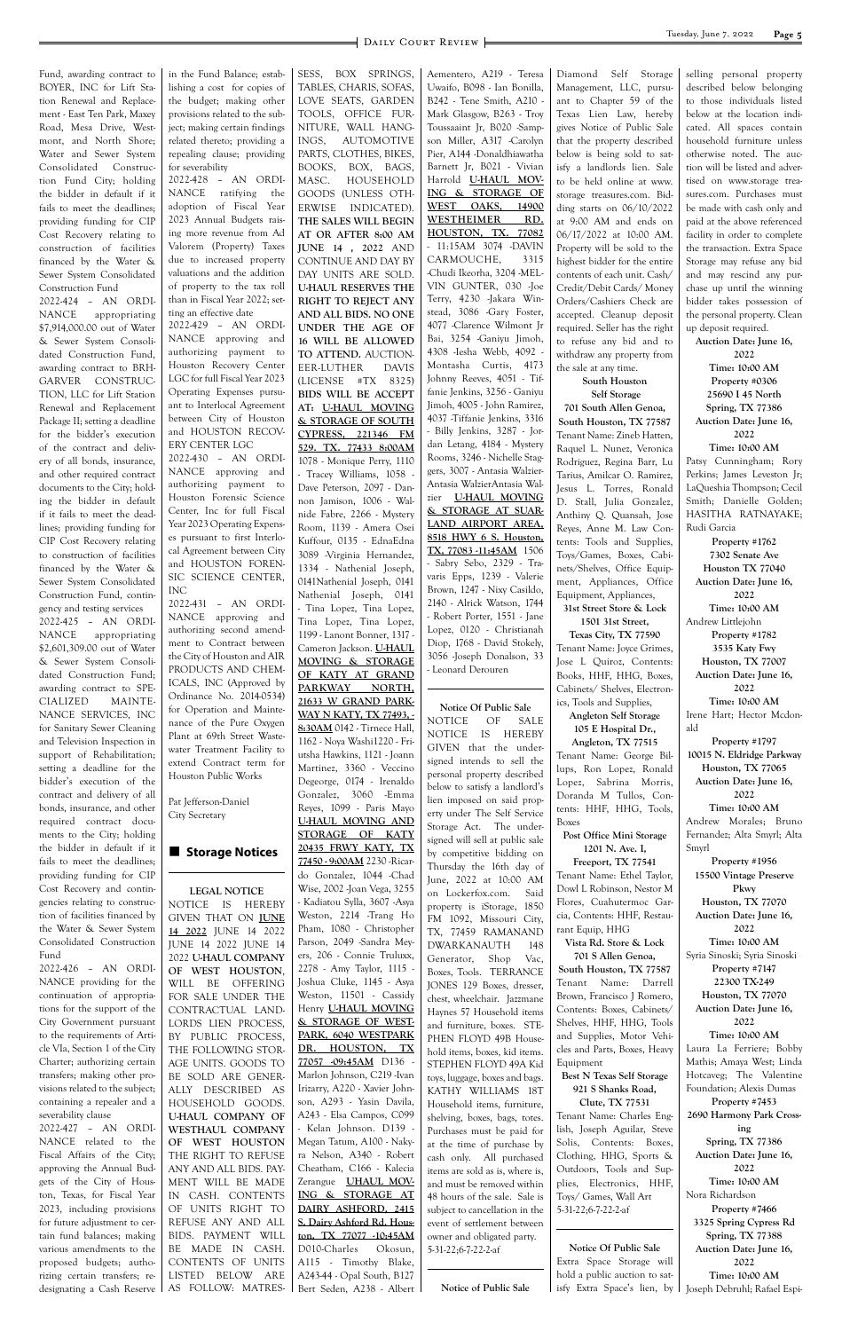Fund, awarding contract to BOYER, INC for Lift Station Renewal and Replacement - East Ten Park, Maxey Road, Mesa Drive, Westmont, and North Shore; Water and Sewer System Consolidated Construction Fund City; holding the bidder in default if it fails to meet the deadlines; providing funding for CIP Cost Recovery relating to construction of facilities financed by the Water & Sewer System Consolidated Construction Fund

2022-424 – AN ORDINANCE appropriating $7,914,000.00 out of Water & Sewer System Consolidated Construction Fund, awarding contract to BRH-GARVER CONSTRUCTION, LLC for Lift Station Renewal and Replacement Package II; setting a deadline for the bidder's execution of the contract and delivery of all bonds, insurance, and other required contract documents to the City; holding the bidder in default if it fails to meet the deadlines; providing funding for CIP Cost Recovery relating to construction of facilities financed by the Water & Sewer System Consolidated Construction Fund, contingency and testing services

2022-425 – AN ORDINANCE appropriating $2,601,309.00 out of Water & Sewer System Consolidated Construction Fund; awarding contract to SPECIALIZED MAINTENANCE SERVICES, INC for Sanitary Sewer Cleaning and Television Inspection in support of Rehabilitation; setting a deadline for the bidder's execution of the contract and delivery of all bonds, insurance, and other required contract documents to the City; holding the bidder in default if it fails to meet the deadlines; providing funding for CIP Cost Recovery and contingencies relating to construction of facilities financed by the Water & Sewer System Consolidated Construction Fund

2022-426 – AN ORDINANCE providing for the continuation of appropriations for the support of the City Government pursuant to the requirements of Article VIa, Section 1 of the City Charter; authorizing certain transfers; making other provisions related to the subject; containing a repealer and a severability clause

2022-427 – AN ORDINANCE related to the Fiscal Affairs of the City; approving the Annual Budgets of the City of Houston, Texas, for Fiscal Year 2023, including provisions for future adjustment to certain fund balances; making various amendments to the proposed budgets; authorizing certain transfers; redesignating a Cash Reserve in the Fund Balance; establishing a cost for copies of the budget; making other provisions related to the subject; making certain findings related thereto; providing a repealing clause; providing for severability

2022-428 – AN ORDINANCE ratifying the adoption of Fiscal Year 2023 Annual Budgets raising more revenue from Ad Valorem (Property) Taxes due to increased property valuations and the addition of property to the tax roll than in Fiscal Year 2022; setting an effective date

2022-429 – AN ORDINANCE approving and authorizing payment to Houston Recovery Center LGC for full Fiscal Year 2023 Operating Expenses pursuant to Interlocal Agreement between City of Houston and HOUSTON RECOVERY CENTER LGC

2022-430 – AN ORDINANCE approving and authorizing payment to Houston Forensic Science Center, Inc for full Fiscal Year 2023 Operating Expenses pursuant to first Interlocal Agreement between City of Houston and HOUSTON FORENSIC SCIENCE CENTER, INC

2022-431 – AN ORDINANCE approving and authorizing second amendment to Contract between the City of Houston and AIR PRODUCTS AND CHEMICALS, INC (Approved by Ordinance No. 2014-0534) for Operation and Maintenance of the Pure Oxygen Plant at 69th Street Wastewater Treatment Facility to extend Contract term for Houston Public Works

Pat Jefferson-Daniel
City Secretary

## Storage Notices

**LEGAL NOTICE**

NOTICE IS HEREBY GIVEN THAT ON **JUNE 14 2022** JUNE 14 2022 JUNE 14 2022 **U-HAUL COMPANY OF WEST HOUSTON**, WILL BE OFFERING FOR SALE UNDER THE CONTRACTUAL LANDLORDS LIEN PROCESS, BY PUBLIC PROCESS, THE FOLLOWING STORAGE UNITS. GOODS TO BE SOLD ARE GENERALLY DESCRIBED AS HOUSEHOLD GOODS. **U-HAUL COMPANY OF WESTHAUL COMPANY OF WEST HOUSTON** THE RIGHT TO REFUSE ANY AND ALL BIDS. PAYMENT WILL BE MADE IN CASH. CONTENTS OF UNITS RIGHT TO REFUSE ANY AND ALL BIDS. PAYMENT WILL BE MADE IN CASH. CONTENTS OF UNITS LISTED BELOW ARE AS FOLLOW: MATRESSESS, BOX SPRINGS, TABLES, CHARIS, SOFAS, LOVE SEATS, GARDEN TOOLS, OFFICE FURNITURE, WALL HANGINGS, AUTOMOTIVE PARTS, CLOTHES, BIKES, BOOKS, BOX, BAGS, MASC. HOUSEHOLD GOODS (UNLESS OTHERWISE INDICATED). **THE SALES WILL BEGIN AT OR AFTER 8:00 AM JUNE 14 , 2022** AND CONTINUE AND DAY BY DAY UNITS ARE SOLD. **U-HAUL RESERVES THE RIGHT TO REJECT ANY AND ALL BIDS. NO ONE UNDER THE AGE OF 16 WILL BE ALLOWED TO ATTEND.** AUCTIONEER-LUTHER DAVIS (LICENSE #TX 8325) **BIDS WILL BE ACCEPT AT: U-HAUL MOVING & STORAGE OF SOUTH CYPRESS, 221346 FM 529. TX. 77433 8:00AM** 1078 - Monique Perry, 1110 - Tracey Williams, 1058 - Dave Peterson, 2097 - Dannon Jamison, 1006 - Walnide Fabre, 2266 - Mystery Room, 1139 - Amera Osei Kuffour, 0135 - EdnaEdna 3089 -Virginia Hernandez, 1334 - Nathenial Joseph, 0141Nathenial Joseph, 0141 Nathenial Joseph, 0141 - Tina Lopez, Tina Lopez, Tina Lopez, Tina Lopez, 1199 - Lanont Bonner, 1317 - Cameron Jackson. **U-HAUL MOVING & STORAGE OF KATY AT GRAND PARKWAY NORTH, 21633 W GRAND PARKWAY N KATY, TX 77493, - 8:30AM** 0142 - Tirnece Hall, 1162 - Noya Washi1220 - Friutsha Hawkins, 1121 - Joann Martinez, 3360 - Veccino Degeorge, 0174 - Irenaldo Gonzalez, 3060 -Emma Reyes, 1099 - Paris Mayo **U-HAUL MOVING AND STORAGE OF KATY 20435 FRWY KATY, TX 77450 - 9:00AM** 2230 -Ricardo Gonzalez, 1044 -Chad Wise, 2002 -Joan Vega, 3255 - Kadiatou Sylla, 3607 -Asya Weston, 2214 -Trang Ho Pham, 1080 - Christopher Parson, 2049 -Sandra Meyers, 206 - Connie Truluxx, 2278 - Amy Taylor, 1115 - Joshua Cluke, 1145 - Asya Weston, 11501 - Cassidy Henry **U-HAUL MOVING & STORAGE OF WESTPARK, 6040 WESTPARK DR. HOUSTON, TX 77057 -09:45AM** D136 - Marlon Johnson, C219 -Ivan Irizarry, A220 - Xavier Johnson, A293 - Yasin Davila, A243 - Elsa Campos, C099 - Kelan Johnson. D139 - Megan Tatum, A100 - Nakyra Nelson, A340 - Robert Cheatham, C166 - Kalecia Zerangue **UHAUL MOVING & STORAGE AT DAIRY ASHFORD, 2415 S. Dairy Ashford Rd. Houston, TX 77077 -10:45AM** D010-Charles Okosun, A115 - Timothy Blake, A243-44 - Opal South, B127 Bert Seden, A238 - Albert Aementero, A219 - Teresa Uwaifo, B098 - Ian Bonilla, B242 - Tene Smith, A210 - Mark Glasgow, B263 - Troy Toussaint Jr, B020 -Sampson Miller, A317 -Carolyn Pier, A144 -Donaldhiawatha Barnett Jr, B021 - Vivian Harrold **U-HAUL MOVING & STORAGE OF WEST OAKS, 14900 WESTHEIMER RD. HOUSTON, TX. 77082** - 11:15AM 3074 -DAVIN CARMOUCHE, 3315 -Chudi Ikeorha, 3204 -MELVIN GUNTER, 030 -Joe Terry, 4230 -Jakara Winstead, 3086 -Gary Foster, 4077 -Clarence Wilmont Jr Bai, 3254 -Ganiyu Jimoh, 4308 -Iesha Webb, 4092 - Montasha Curtis, 4173 Johnny Reeves, 4051 - Tiffanie Jenkins, 3256 - Ganiyu Jimoh, 4005 - John Ramirez, 4037 -Tiffanie Jenkins, 3316 - Billy Jenkins, 3287 - Jordan Letang, 4184 - Mystery Rooms, 3246 - Nichelle Staggers, 3007 - Antasia Walzier-Antasia WalzierAntasia Walzier **U-HAUL MOVING & STORAGE AT SUAR-LAND AIRPORT AREA, 8518 HWY 6 S. Houston, TX. 77083 -11:45AM** 1506 - Sabry Sebo, 2329 - Travaris Epps, 1239 - Valerie Brown, 1247 - Nixy Casildo, 2140 - Alrick Watson, 1744 - Robert Porter, 1551 - Jane Lopez, 0120 - Christianah Diop, 1768 - David Stokely, 3056 -Joseph Donalson, 33 - Leonard Derouren

**Notice Of Public Sale**

NOTICE OF SALE NOTICE IS HEREBY GIVEN that the undersigned intends to sell the personal property described below to satisfy a landlord's lien imposed on said property under The Self Service Storage Act. The undersigned will sell at public sale by competitive bidding on Thursday the 16th day of June, 2022 at 10:00 AM on Lockerfox.com. Said property is iStorage, 1850 FM 1092, Missouri City, TX, 77459 RAMANAND DWARKANAUTH 148 Generator, Shop Vac, Boxes, Tools. TERRANCE JONES 129 Boxes, dresser, chest, wheelchair. Jazzmane Haynes 57 Household items and furniture, boxes. STEPHEN FLOYD 49B Household items, boxes, kid items. STEPHEN FLOYD 49A Kid toys, luggage, boxes and bags. KATHY WILLIAMS 18T Household items, furniture, shelving, boxes, bags, totes. Purchases must be paid for at the time of purchase by cash only. All purchased items are sold as is, where is, and must be removed within 48 hours of the sale. Sale is subject to cancellation in the event of settlement between owner and obligated party.
5-31-22;6-7-22-2-af

**Notice of Public Sale**

Diamond Self Storage Management, LLC, pursuant to Chapter 59 of the Texas Lien Law, hereby gives Notice of Public Sale that the property described below is being sold to satisfy a landlords lien. Sale to be held online at www.storage treasures.com. Bidding starts on 06/10/2022 at 9:00 AM and ends on 06/17/2022 at 10:00 AM. Property will be sold to the highest bidder for the entire contents of each unit. Cash/Credit/Debit Cards/ Money Orders/Cashiers Check are accepted. Cleanup deposit required. Seller has the right to refuse any bid and to withdraw any property from the sale at any time.

**South Houston Self Storage**
**701 South Allen Genoa, South Houston, TX 77587**
Tenant Name: Zineb Hatten, Raquel L. Nunez, Veronica Rodriguez, Regina Barr, Lu Tarius, Amilcar O. Ramirez, Jesus L. Torres, Ronald D. Stall, Julia Gonzalez, Anthiny Q. Quansah, Jose Reyes, Anne M. Law Contents: Tools and Supplies, Toys/Games, Boxes, Cabinets/Shelves, Office Equipment, Appliances, Office Equipment, Appliances,

**31st Street Store & Lock**
**1501 31st Street, Texas City, TX 77590**
Tenant Name: Joyce Grimes, Jose L Quiroz, Contents: Books, HHF, HHG, Boxes, Cabinets/ Shelves, Electronics, Tools and Supplies,

**Angleton Self Storage**
**105 E Hospital Dr., Angleton, TX 77515**
Tenant Name: George Billups, Ron Lopez, Ronald Lopez, Sabrina Morris, Doranda M Tullos, Contents: HHF, HHG, Tools, Boxes

**Post Office Mini Storage**
**1201 N. Ave. I, Freeport, TX 77541**
Tenant Name: Ethel Taylor, Dowl L Robinson, Nestor M Flores, Cuahutermoc Garcia, Contents: HHF, Restaurant Equip, HHG

**Vista Rd. Store & Lock**
**701 S Allen Genoa, South Houston, TX 77587**
Tenant Name: Darrell Brown, Francisco J Romero, Contents: Boxes, Cabinets/ Shelves, HHF, HHG, Tools and Supplies, Motor Vehicles and Parts, Boxes, Heavy Equipment

**Best N Texas Self Storage**
**921 S Shanks Road, Clute, TX 77531**
Tenant Name: Charles English, Joseph Aguilar, Steve Solis, Contents: Boxes, Clothing, HHG, Sports & Outdoors, Tools and Supplies, Electronics, HHF, Toys/ Games, Wall Art
5-31-22;6-7-22-2-af

**Notice Of Public Sale**

Extra Space Storage will hold a public auction to satisfy Extra Space's lien, by selling personal property described below belonging to those individuals listed below at the location indicated. All spaces contain household furniture unless otherwise noted. The auction will be listed and advertised on www.storage treasures.com. Purchases must be made with cash only and paid at the above referenced facility in order to complete the transaction. Extra Space Storage may refuse any bid and may rescind any purchase up until the winning bidder takes possession of the personal property. Clean up deposit required.

**Auction Date: June 16, 2022**
**Time: 10:00 AM**
**Property #0306**
**25690 I 45 North**
**Spring, TX 77386**
**Auction Date: June 16, 2022**
**Time: 10:00 AM**
Patsy Cunningham; Rory Perkins; James Leveston Jr; LaQueshia Thompson; Cecil Smith; Danielle Golden; HASITHA RATNAYAKE; Rudi Garcia

**Property #1762**
**7302 Seante Ave**
**Houston TX 77040**
**Auction Date: June 16, 2022**
**Time: 10:00 AM**
Andrew Littlejohn

**Property #1782**
**3535 Katy Fwy**
**Houston, TX 77007**
**Auction Date: June 16, 2022**
**Time: 10:00 AM**
Irene Hart; Hector Mcdonald

**Property #1797**
**10015 N. Eldridge Parkway**
**Houston, TX 77065**
**Auction Date: June 16, 2022**
**Time: 10:00 AM**
Andrew Morales; Bruno Fernandez; Alta Smyrl; Alta Smyrl

**Property #1956**
**15500 Vintage Preserve Pkwy**
**Houston, TX 77070**
**Auction Date: June 16, 2022**
**Time: 10:00 AM**
Syria Sinoski; Syria Sinoski

**Property #7147**
**22300 TX-249**
**Houston, TX 77070**
**Auction Date: June 16, 2022**
**Time: 10:00 AM**
Laura La Ferriere; Bobby Mathis; Amaya West; Linda Hotcaveg; The Valentine Foundation; Alexis Dumas

**Property #7453**
**2690 Harmony Park Crossing**
**Spring, TX 77386**
**Auction Date: June 16, 2022**
**Time: 10:00 AM**
Nora Richardson

**Property #7466**
**3325 Spring Cypress Rd**
**Spring, TX 77388**
**Auction Date: June 16, 2022**
**Time: 10:00 AM**
Joseph Debruhl; Rafael Espi-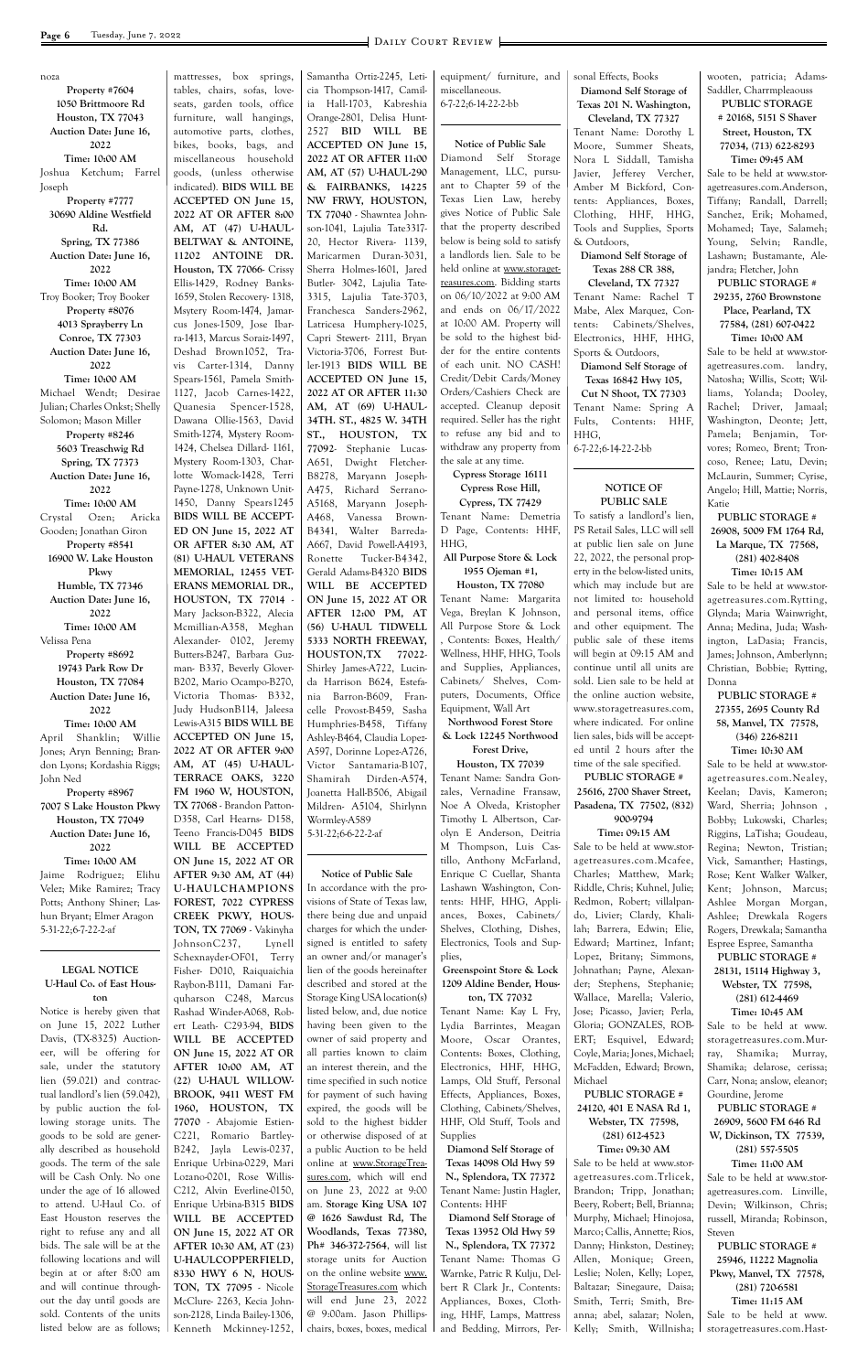noza

**Property #7604**
**1050 Brittmoore Rd**
**Houston, TX 77043**
**Auction Date: June 16, 2022**
**Time: 10:00 AM**
Joshua Ketchum; Farrel Joseph

**Property #7777**
**30690 Aldine Westfield Rd.**
**Spring, TX 77386**
**Auction Date: June 16, 2022**
**Time: 10:00 AM**
Troy Booker; Troy Booker

**Property #8076**
**4013 Sprayberry Ln**
**Conroe, TX 77303**
**Auction Date: June 16, 2022**
**Time: 10:00 AM**
Michael Wendt; Desirae Julian; Charles Onkst; Shelly Solomon; Mason Miller

**Property #8246**
**5603 Treaschwig Rd**
**Spring, TX 77373**
**Auction Date: June 16, 2022**
**Time: 10:00 AM**
Crystal Ozen; Aricka Gooden; Jonathan Giron

**Property #8541**
**16900 W. Lake Houston Pkwy**
**Humble, TX 77346**
**Auction Date: June 16, 2022**
**Time: 10:00 AM**
Velissa Pena

**Property #8692**
**19743 Park Row Dr**
**Houston, TX 77084**
**Auction Date: June 16, 2022**
**Time: 10:00 AM**
April Shanklin; Willie Jones; Aryn Benning; Brandon Lyons; Kordashia Riggs; John Ned

**Property #8967**
**7007 S Lake Houston Pkwy**
**Houston, TX 77049**
**Auction Date: June 16, 2022**
**Time: 10:00 AM**
Jaime Rodriguez; Elihu Velez; Mike Ramirez; Tracy Potts; Anthony Shiner; Lashun Bryant; Elmer Aragon
5-31-22;6-7-22-2-af

---

**LEGAL NOTICE**
**U-Haul Co. of East Houston**

Notice is hereby given that on June 15, 2022 Luther Davis, (TX-8325) Auctioneer, will be offering for sale, under the statutory lien (59.021) and contractual landlord's lien (59.042), by public auction the following storage units. The goods to be sold are generally described as household goods. The term of the sale will be Cash Only. No one under the age of 16 allowed to attend. U-Haul Co. of East Houston reserves the right to refuse any and all bids. The sale will be at the following locations and will begin at or after 8:00 am and will continue throughout the day until goods are sold. Contents of the units listed below are as follows; mattresses, box springs, tables, chairs, sofas, loveseats, garden tools, office furniture, wall hangings, automotive parts, clothes, bikes, books, bags, and miscellaneous household goods, (unless otherwise indicated). **BIDS WILL BE ACCEPTED ON June 15, 2022 AT OR AFTER 8:00 AM, AT (47) U-HAUL-BELTWAY & ANTOINE, 11202 ANTOINE DR. Houston, TX 77066-** Crissy Ellis-1429, Rodney Banks-1659, Stolen Recovery- 1318, Msytery Room-1474, Jamarcus Jones-1509, Jose Ibarra-1413, Marcus Soraiz-1497, Deshad Brown1052, Travis Carter-1314, Danny Spears-1561, Pamela Smith-1127, Jacob Carnes-1422, Quanesia Spencer-1528, Dawana Ollie-1563, David Smith-1274, Mystery Room-1424, Chelsea Dillard- 1161, Mystery Room-1303, Charlotte Womack-1428, Terri Payne-1278, Unknown Unit-1450, Danny Spears1245 **BIDS WILL BE ACCEPTED ON June 15, 2022 AT OR AFTER 8:30 AM, AT (81) U-HAUL VETERANS MEMORIAL, 12455 VETERANS MEMORIAL DR., HOUSTON, TX 77014** - Mary Jackson-B322, Alecia Mcmillian-A358, Meghan Alexander- 0102, Jeremy Butters-B247, Barbara Guzman- B337, Beverly Glover-B202, Mario Ocampo-B270, Victoria Thomas- B332, Judy HudsonB114, Jaleesa Lewis-A315 **BIDS WILL BE ACCEPTED ON June 15, 2022 AT OR AFTER 9:00 AM, AT (45) U-HAUL-TERRACE OAKS, 3220 FM 1960 W, HOUSTON, TX 77068** - Brandon Patton-D358, Carl Hearns- D158, Teeno Francis-D045 **BIDS WILL BE ACCEPTED ON June 15, 2022 AT OR AFTER 9:30 AM, AT (44) U-HAULCHAMPIONS FOREST, 7022 CYPRESS CREEK PKWY, HOUSTON, TX 77069** - Vakinyha JohnsonC237, Lynell Schexnayder-OF01, Terry Fisher- D010, Raiquaichia Raybon-B111, Damani Farquharson C248, Marcus Rashad Winder-A068, Robert Leath- C293-94, **BIDS WILL BE ACCEPTED ON June 15, 2022 AT OR AFTER 10:00 AM, AT (22) U-HAUL WILLOWBROOK, 9411 WEST FM 1960, HOUSTON, TX 77070** - Abajomie Estien-C221, Romario Bartley-B242, Jayla Lewis-0237, Enrique Urbina-0229, Mari Lozano-0201, Rose Willis-C212, Alvin Everline-0150, Enrique Urbina-B315 **BIDS WILL BE ACCEPTED ON June 15, 2022 AT OR AFTER 10:30 AM, AT (23) U-HAULCOPPERFIELD, 8330 HWY 6 N, HOUSTON, TX 77095** - Nicole McClure- 2263, Kecia Johnson-2128, Linda Bailey-1306, Kenneth Mckinney-1252, Samantha Ortiz-2245, Leticia Thompson-1417, Camilia Hall-1703, Kabreshia Orange-2801, Delisa Hunt-2527 **BID WILL BE ACCEPTED ON June 15, 2022 AT OR AFTER 11:00 AM, AT (57) U-HAUL-290 & FAIRBANKS, 14225 NW FRWY, HOUSTON, TX 77040** - Shawntea Johnson-1041, Lajulia Tate3317-20, Hector Rivera- 1139, Maricarmen Duran-3031, Sherra Holmes-1601, Jared Butler- 3042, Lajulia Tate-3315, Lajulia Tate-3703, Franchesca Sanders-2962, Latricesa Humphery-1025, Capri Stewert- 2111, Bryan Victoria-3706, Forrest Butler-1913 **BIDS WILL BE ACCEPTED ON June 15, 2022 AT OR AFTER 11:30 AM, AT (69) U-HAUL-34TH. ST., 4825 W. 34TH ST., HOUSTON, TX 77092**- Stephanie Lucas-A651, Dwight Fletcher-B8278, Maryann Joseph-A475, Richard Serrano-A5168, Maryann Joseph-A468, Vanessa Brown-B4341, Walter Barreda-A667, David Powell-A4193, Ronette Tucker-B4342, Gerald Adams-B4320 **BIDS WILL BE ACCEPTED ON June 15, 2022 AT OR AFTER 12:00 PM, AT (56) U-HAUL TIDWELL 5333 NORTH FREEWAY, HOUSTON,TX 77022**- Shirley James-A722, Lucinda Harrison B624, Estefania Barron-B609, Francelle Provost-B459, Sasha Humphries-B458, Tiffany Ashley-B464, Claudia Lopez-A597, Dorinne Lopez-A726, Victor Santamaria-B107, Shamirah Dirden-A574, Joanetta Hall-B506, Abigail Mildren- A5104, Shirlynn Wormley-A589
5-31-22;6-6-22-2-af

---

**Notice of Public Sale**

In accordance with the provisions of State of Texas law, there being due and unpaid charges for which the undersigned is entitled to safety an owner and/or manager's lien of the goods hereinafter described and stored at the Storage King USA location(s) listed below, and, due notice having been given to the owner of said property and all parties known to claim an interest therein, and the time specified in such notice for payment of such having expired, the goods will be sold to the highest bidder or otherwise disposed of at a public Auction to be held online at www.StorageTreasures.com, which will end on June 23, 2022 at 9:00 am. **Storage King USA 107 @ 1626 Sawdust Rd, The Woodlands, Texas 77380, Ph# 346-372-7564**, will list storage units for Auction on the online website www.StorageTreasures.com which will end June 23, 2022 @ 9:00am. Jason Phillips-chairs, boxes, boxes, medical equipment/ furniture, and miscellaneous.
6-7-22;6-14-22-2-bb

---

**Notice of Public Sale**

Diamond Self Storage Management, LLC, pursuant to Chapter 59 of the Texas Lien Law, hereby gives Notice of Public Sale that the property described below is being sold to satisfy a landlords lien. Sale to be held online at www.storagetreasures.com. Bidding starts on 06/10/2022 at 9:00 AM and ends on 06/17/2022 at 10:00 AM. Property will be sold to the highest bidder for the entire contents of each unit. NO CASH! Credit/Debit Cards/Money Orders/Cashiers Check are accepted. Cleanup deposit required. Seller has the right to refuse any bid and to withdraw any property from the sale at any time.

**Cypress Storage 16111 Cypress Rose Hill, Cypress, TX 77429**
Tenant Name: Demetria D Page, Contents: HHF, HHG,

**All Purpose Store & Lock 1955 Ojeman #1, Houston, TX 77080**
Tenant Name: Margarita Vega, Breylan K Johnson, All Purpose Store & Lock , Contents: Boxes, Health/ Wellness, HHF, HHG, Tools and Supplies, Appliances, Cabinets/ Shelves, Computers, Documents, Office Equipment, Wall Art

**Northwood Forest Store & Lock 12245 Northwood Forest Drive, Houston, TX 77039**
Tenant Name: Sandra Gonzales, Vernadine Fransaw, Noe A Olveda, Kristopher Timothy L Albertson, Carolyn E Anderson, Deitria M Thompson, Luis Castillo, Anthony McFarland, Enrique C Cuellar, Shanta Lashawn Washington, Contents: HHF, HHG, Appliances, Boxes, Cabinets/ Shelves, Clothing, Dishes, Electronics, Tools and Supplies,

**Greenspoint Store & Lock 1209 Aldine Bender, Houston, TX 77032**
Tenant Name: Kay L Fry, Lydia Barrintes, Meagan Moore, Oscar Orantes, Contents: Boxes, Clothing, Electronics, HHF, HHG, Lamps, Old Stuff, Personal Effects, Appliances, Boxes, Clothing, Cabinets/Shelves, HHF, Old Stuff, Tools and Supplies

**Diamond Self Storage of Texas 14098 Old Hwy 59 N., Splendora, TX 77372**
Tenant Name: Justin Hagler, Contents: HHF

**Diamond Self Storage of Texas 13952 Old Hwy 59 N., Splendora, TX 77372**
Tenant Name: Thomas G Warnke, Patric R Kulju, Delbert R Clark Jr., Contents: Appliances, Boxes, Clothing, HHF, Lamps, Mattress and Bedding, Mirrors, Personal Effects, Books

**Diamond Self Storage of Texas 201 N. Washington, Cleveland, TX 77327**
Tenant Name: Dorothy L Moore, Summer Sheats, Nora L Siddall, Tamisha Javier, Jefferey Vercher, Amber M Bickford, Contents: Appliances, Boxes, Clothing, HHF, HHG, Tools and Supplies, Sports & Outdoors,

**Diamond Self Storage of Texas 288 CR 388, Cleveland, TX 77327**
Tenant Name: Rachel T Mabe, Alex Marquez, Contents: Cabinets/Shelves, Electronics, HHF, HHG, Sports & Outdoors,

**Diamond Self Storage of Texas 16842 Hwy 105, Cut N Shoot, TX 77303**
Tenant Name: Spring A Fults, Contents: HHF, HHG,
6-7-22;6-14-22-2-bb

---

**NOTICE OF PUBLIC SALE**

To satisfy a landlord's lien, PS Retail Sales, LLC will sell at public lien sale on June 22, 2022, the personal property in the below-listed units, which may include but are not limited to: household and personal items, office and other equipment. The public sale of these items will begin at 09:15 AM and continue until all units are sold. Lien sale to be held at the online auction website, www.storagetreasures.com, where indicated. For online lien sales, bids will be accepted until 2 hours after the time of the sale specified.

**PUBLIC STORAGE # 25616, 2700 Shaver Street, Pasadena, TX 77502, (832) 900-9794**
**Time: 09:15 AM**
Sale to be held at www.storagetreasures.com.Mcafee, Charles; Matthew, Mark; Riddle, Chris; Kuhnel, Julie; Redmon, Robert; villalpando, Livier; Clardy, Khalilah; Barrera, Edwin; Elie, Edward; Martinez, Infant; Lopez, Britany; Simmons, Johnathan; Payne, Alexander; Stephens, Stephanie; Wallace, Marella; Valerio, Jose; Picasso, Javier; Perla, Gloria; GONZALES, ROBERT; Esquivel, Edward; Coyle, Maria; Jones, Michael; McFadden, Edward; Brown, Michael

**PUBLIC STORAGE # 24120, 401 E NASA Rd 1, Webster, TX 77598, (281) 612-4523**
**Time: 09:30 AM**
Sale to be held at www.storagetreasures.com.Trlicek, Brandon; Tripp, Jonathan; Beery, Robert; Bell, Brianna; Murphy, Michael; Hinojosa, Marco; Callis, Annette; Rios, Danny; Hinkston, Destiney; Allen, Monique; Green, Leslie; Nolen, Kelly; Lopez, Baltazar; Sinegaure, Daisa; Smith, Terri; Smith, Breanna; abel, salazar; Nolen, Kelly; Smith, Willnisha; wooten, patricia; Adams-Saddler, Charrmpleaouss

**PUBLIC STORAGE # 20168, 5151 S Shaver Street, Houston, TX 77034, (713) 622-8293**
**Time: 09:45 AM**
Sale to be held at www.storagetreasures.com.Anderson, Tiffany; Randall, Darrell; Sanchez, Erik; Mohamed, Mohamed; Taye, Salameh; Young, Selvin; Randle, Lashawn; Bustamante, Alejandra; Fletcher, John

**PUBLIC STORAGE # 29235, 2760 Brownstone Place, Pearland, TX 77584, (281) 607-0422**
**Time: 10:00 AM**
Sale to be held at www.storagetreasures.com. landry, Natosha; Willis, Scott; Williams, Yolanda; Dooley, Rachel; Driver, Jamaal; Washington, Deonte; Jett, Pamela; Benjamin, Torvores; Romeo, Brent; Troncoso, Renee; Latu, Devin; McLaurin, Summer; Cyrise, Angelo; Hill, Mattie; Norris, Katie

**PUBLIC STORAGE # 26908, 5009 FM 1764 Rd, La Marque, TX 77568, (281) 402-8408**
**Time: 10:15 AM**
Sale to be held at www.storagetreasures.com.Rytting, Glynda; Maria Wainwright, Anna; Medina, Juda; Washington, LaDasia; Francis, James; Johnson, Amberlynn; Christian, Bobbie; Rytting, Donna

**PUBLIC STORAGE # 27355, 2695 County Rd 58, Manvel, TX 77578, (346) 226-8211**
**Time: 10:30 AM**
Sale to be held at www.storagetreasures.com.Nealey, Keelan; Davis, Kameron; Ward, Sherria; Johnson , Bobby; Lukowski, Charles; Riggins, LaTisha; Goudeau, Regina; Newton, Tristian; Vick, Samanther; Hastings, Rose; Kent Walker Walker, Kent; Johnson, Marcus; Ashlee Morgan Morgan, Ashlee; Drewkala Rogers Rogers, Drewkala; Samantha Espree Espree, Samantha

**PUBLIC STORAGE # 28131, 15114 Highway 3, Webster, TX 77598, (281) 612-4469**
**Time: 10:45 AM**
Sale to be held at www.storagetreasures.com.Murray, Shamika; Murray, Shamika; delarose, cerissa; Carr, Nona; anslow, eleanor; Gourdine, Jerome

**PUBLIC STORAGE # 26909, 5600 FM 646 Rd W, Dickinson, TX 77539, (281) 557-5505**
**Time: 11:00 AM**
Sale to be held at www.storagetreasures.com. Linville, Devin; Wilkinson, Chris; russell, Miranda; Robinson, Steven

**PUBLIC STORAGE # 25946, 11222 Magnolia Pkwy, Manvel, TX 77578, (281) 720-6581**
**Time: 11:15 AM**
Sale to be held at www.storagetreasures.com.Hast-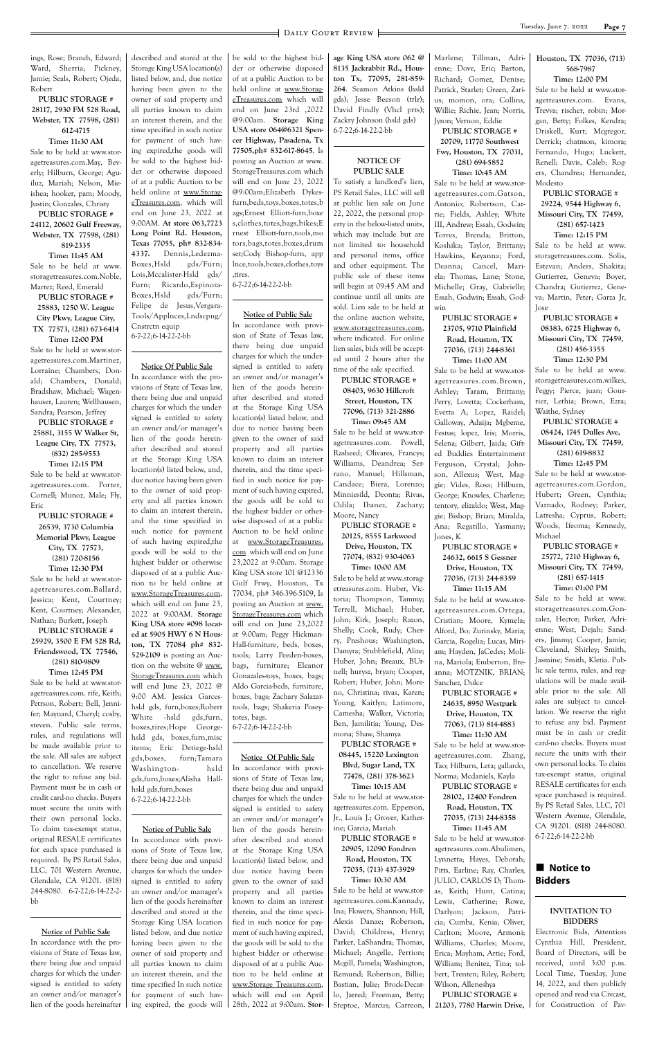ings, Rose; Branch, Edward; Ward, Sherria; Pickney, Jamie; Seals, Robert; Ojeda, Robert

**PUBLIC STORAGE # 28117, 2930 FM 528 Road, Webster, TX 77598, (281) 612-4715**

**Time: 11:30 AM**

Sale to be held at www.storagetreasures.com.May, Beverly; Hilburn, George; Aguiluz, Mariah; Nelson, Mieishea; hooker, pam; Moody, Justin; Gonzales, Christy

**PUBLIC STORAGE # 24112, 20602 Gulf Freeway, Webster, TX 77598, (281) 819-2335**

**Time: 11:45 AM**

Sale to be held at www.storagetreasures.com.Noble, Martez; Reed, Emerald

**PUBLIC STORAGE # 25883, 1250 W. League City Pkwy, League City, TX 77573, (281) 673-6414**

**Time: 12:00 PM**

Sale to be held at www.storagetreasures.com.Martinez, Lorraine; Chambers, Donald; Chambers, Donald; Bradshaw, Michael; Wagenhauser, Lauren; Wellhausen, Sandra; Pearson, Jeffrey

**PUBLIC STORAGE # 25881, 3155 W Walker St, League City, TX 77573, (832) 285-9553**

**Time: 12:15 PM**

Sale to be held at www.storagetreasures.com. Porter, Cornell; Munoz, Male; Fly, Eric

**PUBLIC STORAGE # 26539, 3730 Columbia Memorial Pkwy, League City, TX 77573, (281) 720-8156**

**Time: 12:30 PM**

Sale to be held at www.storagetreasures.com.Ballard, Jessica; Kent, Courtney; Kent, Courtney; Alexander, Nathan; Burkett, Joseph

**PUBLIC STORAGE # 25929, 3500 E FM 528 Rd, Friendswood, TX 77546, (281) 810-9809**

**Time: 12:45 PM**

Sale to be held at www.storagetreasures.com. rife, Keith; Petrson, Robert; Bell, Jennifer; Maynard, Cheryl; cosby, steven. Public sale terms, rules, and regulations will be made available prior to the sale. All sales are subject to cancellation. We reserve the right to refuse any bid. Payment must be in cash or credit card-no checks. Buyers must secure the units with their own personal locks. To claim tax-exempt status, original RESALE certificates for each space purchased is required. By PS Retail Sales, LLC, 701 Western Avenue, Glendale, CA 91201. (818) 244-8080. 6-7-22;6-14-22-2-bb

### Notice of Public Sale

In accordance with the provisions of State of Texas law, there being due and unpaid charges for which the undersigned is entitled to satisfy an owner and/or manager's lien of the goods hereinafter described and stored at the Storage King USA location(s) listed below, and, due notice having been given to the owner of said property and all parties known to claim an interest therein, and the time specified in such notice for payment of such having expired,the goods will be sold to the highest bidder or otherwise disposed of at a public Auction to be held online at www.StorageTreasures.com, which will end on June 23, 2022 at 9:00AM. **At store 063,7723 Long Point Rd. Houston, Texas 77055, ph# 832-834-4337.** Dennis,Ledezma-Boxes,Hsld gds/Furn; Lois,Mccalister-Hsld gds/Furn; Ricardo,Espinoza-Boxes,Hsld gds/Furn; Felipe de Jesus,Vergara-Tools/Appllnces,Lndscpng/Cnstrctn equip 6-7-22;6-14-22-2-bb

### Notice Of Public Sale

In accordance with the provisions of State of Texas law, there being due and unpaid charges for which the undersigned is entitled to satisfy an owner and/or manager's lien of the goods hereinafter described and stored at the Storage King USA location(s) listed below, and, due notice having been given to the owner of said property and all parties known to claim an interest therein, and the time specified in such notice for payment of such having expired,the goods will be sold to the highest bidder or otherwise disposed of at a public Auction to be held online at www.StorageTreasures.com, which will end on June 23, 2022 at 9:00AM. **Storage King USA store #098 located at 5905 HWY 6 N Houston, TX 77084 ph# 832-529-2109** is posting an Auction on the website @ www.StorageTreasures.com which will end June 23, 2022 @ 9:00 AM. Jessica Garces-hsld gds, furn,boxes;Robert White -hsld gds,furn, boxes,tires;Hope George-hsld gds, boxes,furn,misc items; Eric Detiege-hsld gds,boxes, furn;Tamara Washington- hsld gds,furn,boxes;Alisha Hall-hsld gds,furn,boxes 6-7-22;6-14-22-2-bb

### Notice of Public Sale

In accordance with provisions of State of Texas law, there being due and unpaid charges for which the undersigned is entitled to satisfy an owner and/or manager's lien of the goods hereinafter described and stored at the Storage King USA location listed below, and due notice having been given to the owner of said property and all parties known to claim an interest therein, and the time specified In such notice for payment of such having expired, the goods will be sold to the highest bidder or otherwise disposed of at a public Auction to be held online at www.StorageTreasures.com which will end on June 23rd ,2022 @9:00am. **Storage King USA store 064@6321 Spencer Highway, Pasadena, Tx 77505,ph# 832-617-8645**. Is posting an Auction at www.StorageTreasures.com which will end on June 23, 2022 @9:00am;Elizabeth Dykes-furn,beds,toys,boxes,totes,bags;Ernest Elliott-furn,boxes,clothes,totes,bags,bikes;Ernest Elliott-furn,tools,motors,bags,totes,boxes,drumset;Cody Bishop-furn, applnce,tools,boxes,clothes,toys,tires.
6-7-22;6-14-22-2-bb

### Notice of Public Sale

In accordance with provisions of State of Texas law, there being due unpaid charges for which the undersigned is entitled to safety an owner and/or manager's lien of the goods hereinafter described and stored at the Storage King USA location(s) listed below, and due to notice having been given to the owner of said property and all parties known to claim an interest therein, and the time specified in such notice for payment of such having expired, the goods will be sold to the highest bidder or otherwise disposed of at a public Auction to be held online at www.StorageTreasures.com which will end on June 23,2022 at 9:00am. Storage King USA store 101 @12336 Gulf Frwy, Houston, Tx 77034, ph# 346-396-5109, Is posting an Auction at www.StorageTreasures.com which will end on June 23,2022 at 9:00am; Peggy Hickman-Hall-furniture, beds, boxes, tools; Larry Peeden-boxes, bags, furniture; Eleanor Gonazales-toys, boxes, bags; Aldo Garcia-beds, furniture, boxes, bags; Zachary Salazar-tools, bags; Shakeria Posey-totes, bags.
6-7-22;6-14-22-2-bb

### Notice Of Public Sale

In accordance with provisions of State of Texas law, there being due and unpaid charges for which the undersigned is entitled to safety an owner and/or manager's lien of the goods hereinafter described and stored at the Storage King USA location(s) listed below, and due notice having been given to the owner of said property and all parties known to claim an interest therein, and the time specified in such notice for payment of such having expired, the goods will be sold to the highest bidder or otherwise disposed of at a public Auction to be held online at www.Storage Treasures.com, which will end on April 28th, 2022 at 9:00am. **Storage King USA store 062 @ 8135 Jackrabbit Rd., Houston Tx, 77095, 281-859-264.** Seamon Atkins (hsld gds); Jesse Beeson (trlr); David Findly (Vhcl prts); Zackry Johnson (hsld gds) 6-7-22;6-14-22-2-bb

### NOTICE OF PUBLIC SALE

To satisfy a landlord's lien, PS Retail Sales, LLC will sell at public lien sale on June 22, 2022, the personal property in the below-listed units, which may include but are not limited to: household and personal items, office and other equipment. The public sale of these items will begin at 09:45 AM and continue until all units are sold. Lien sale to be held at the online auction website, www.storagetreasures.com, where indicated. For online lien sales, bids will be accepted until 2 hours after the time of the sale specified.

**PUBLIC STORAGE # 08403, 9630 Hillcroft Street, Houston, TX 77096, (713) 321-2886**

**Time: 09:45 AM**

Sale to be held at www.storagetreasures.com. Powell, Rasheed; Olivares, Francys; Williams, Deandrea; Serrano, Manuel; Hillsman, Candace; Biera, Lorenzo; Minniesild, Deonta; Rivas, Odila; Ibanez, Zachary; Moore, Nancy

**PUBLIC STORAGE # 20125, 8555 Larkwood Drive, Houston, TX 77074, (832) 930-4063**

**Time: 10:00 AM**

Sale to be held at www.storagetreasures.com. Huber, Victoria; Thompson, Tammy; Terrell, Michael; Huber, John; Kirk, Joseph; Razon, Shelly; Cook, Rudy; Cherry, Preshous; Washington, Damyra; Stubblefield, Alize; Huber, John; Breaux, BUrnell; hurysz, bryan; Cooper, Robert; Huber, John; Moreno, Christina; rivas, Karen; Young, Kaitlyn; Latimore, Camesha; Walker, Victoria; Ben, Jamilitia; Young, Desmona; Shaw, Shamya

**PUBLIC STORAGE # 08445, 15220 Lexington Blvd, Sugar Land, TX 77478, (281) 378-3623**

**Time: 10:15 AM**

Sale to be held at www.storagetreasures.com. Epperson, Jr., Louis J.; Grover, Katherine; Garcia, Mariah

**PUBLIC STORAGE # 20905, 12090 Fondren Road, Houston, TX 77035, (713) 437-3929**

**Time: 10:30 AM**

Sale to be held at www.storagetreasures.com.Kannady, Ina; Flowers, Shannon; Hill, Alexis Danae; Roberson, David; Childress, Henry; Parker, LaShandra; Thomas, Michael; Angelle, Perrion; Mcgill, Pamela; Washington, Remund; Robertson, Billie; Bastian, Julie; Brock-Decarlo, Jarred; Freeman, Betty; Steptoe, Marcus; Carreon, Marlene; Tillman, Adrienne; Dove, Eric; Barton, Richard; Gomez, Denise; Patrick, Starlet; Green, Zarius; momon, ora; Collins, Willie; Richie, Jean; Norris, Jyron; Vernon, Eddie

**PUBLIC STORAGE # 20709, 11770 Southwest Fwy, Houston, TX 77031, (281) 694-5852**

**Time: 10:45 AM**

Sale to be held at www.storagetreasures.com.Gatson, Antonio; Robertson, Carrie; Fields, Ashley; White III, Andrew; Essah, Godwin; Torres, Brenda; Britton, Koshika; Taylor, Brittany; Hawkins, Keyanna; Ford, Deanna; Cancel, Mariela; Thomas, Lane; Stone, Michelle; Gray, Gabrielle; Essah, Godwin; Essah, Godwin

**PUBLIC STORAGE # 23705, 9710 Plainfield Road, Houston, TX 77036, (713) 244-8361**

**Time: 11:00 AM**

Sale to be held at www.storagetreasures.com.Brown, Ashley; Taram, Brittany; Perry, Lovetta; Cockerham, Evetta A; Lopez, Raidel; Galloway, Adaija; Mgbeme, Festus; lopez, Iris; Morris, Selena; Gilbert, Jaida; Gifted Buddies Entertainment Ferguson, Crystal; Johnson, Allexus; West, Maggie; Vides, Rosa; Hilburn, George; Knowles, Charlene; tentory, elizaldo; West, Maggie; Bishop, Brian; Miralda, Ana; Regatillo, Yasmany; Jones, K

**PUBLIC STORAGE # 24632, 6615 S Gessner Drive, Houston, TX 77036, (713) 244-8359**

**Time: 11:15 AM**

Sale to be held at www.storagetreasures.com.Ortega, Cristian; Moore, Kymela; Alford, Bo; Zurinsky, Maria; Garcia, Rogelia; Lucas, Miriam; Hayden, JaCedes; Molina, Mariola; Emberton, Breanna; MOTZNIK, BRIAN; Sanchez, Dulce

**PUBLIC STORAGE # 24635, 8950 Westpark Drive, Houston, TX 77063, (713) 814-4883**

**Time: 11:30 AM**

Sale to be held at www.storagetreasures.com. Zhang, Tao; Hilburn, Leta; gallardo, Norma; Mcdaniels, Kayla

**PUBLIC STORAGE # 28102, 12400 Fondren Road, Houston, TX 77035, (713) 244-8358**

**Time: 11:45 AM**

Sale to be held at www.storagetreasures.com.Abulimen, Lynnetta; Hayes, Deborah; Pitts, Earline; Ray, Charles; JULIO, CARLOS D; Thomas, Keith; Hunt, Catina; Lewis, Catherine; Rowe, Darlyon; Jackson, Patricia; Cumba, Kenia; Oliver, Carlton; Moore, Armoni; Williams, Charles; Moore, Erica; Mayham, Artie; Ford, William; Benitez, Tina; tolbert, Trenten; Riley, Robert; Wilson, Alleneshya

**PUBLIC STORAGE # 21203, 7780 Harwin Drive, Houston, TX 77036, (713) 568-7987**

**Time: 12:00 PM**

Sale to be held at www.storagetreasures.com. Evans, Trevva; rischer, robin; Morgan, Betty; Folkes, Kendra; Driskell, Kurt; Mcgregor, Derrick; chatmon, kimora; Fernando, Hugo; Luckett, Renell; Davis, Caleb; Rogers, Chandrea; Hernandez, Modesto

**PUBLIC STORAGE # 29224, 9544 Highway 6, Missouri City, TX 77459, (281) 657-1423**

**Time: 12:15 PM**

Sale to be held at www.storagetreasures.com. Solis, Estevan; Anders, Shakita; Gutierrez, Geneva; Boyer, Chandra; Gutierrez, Geneva; Martin, Peter; Garza Jr, Jose

**PUBLIC STORAGE # 08383, 6725 Highway 6, Missouri City, TX 77459, (281) 456-3355**

**Time: 12:30 PM**

Sale to be held at www.storagetreasures.com.wilkes, Peggy; Pierce, juan; Gourrier, Lethia; Brown, Ezra; Waithe, Sydney

**PUBLIC STORAGE # 08424, 1745 Dulles Ave, Missouri City, TX 77459, (281) 619-8832**

**Time: 12:45 PM**

Sale to be held at www.storagetreasures.com.Gordon, Hubert; Green, Cynthia; Varnado, Rodney; Parker, Latresha; Cyprus, Robert; Woods, Ifeoma; Kennedy, Michael

**PUBLIC STORAGE # 25772, 7210 Highway 6, Missouri City, TX 77459, (281) 657-1415**

**Time: 01:00 PM**

Sale to be held at www.storagetreasures.com.Gonzalez, Hector; Parker, Adrienne; West, Dejah; Sanders, Jimmy; Cooper, Jamie; Cleveland, Shirley; Smith, Jasmine; Smith, Kletia. Public sale terms, rules, and regulations will be made available prior to the sale. All sales are subject to cancellation. We reserve the right to refuse any bid. Payment must be in cash or credit card-no checks. Buyers must secure the units with their own personal locks. To claim tax-exempt status, original RESALE certificates for each space purchased is required. By PS Retail Sales, LLC, 701 Western Avenue, Glendale, CA 91201. (818) 244-8080. 6-7-22;6-14-22-2-bb

## Notice to Bidders

### INVITATION TO BIDDERS

Electronic Bids, Attention Cynthia Hill, President, Board of Directors, will be received, until 3:00 p.m. Local Time, Tuesday, June 14, 2022, and then publicly opened and read via Civcast, for Construction of Pav-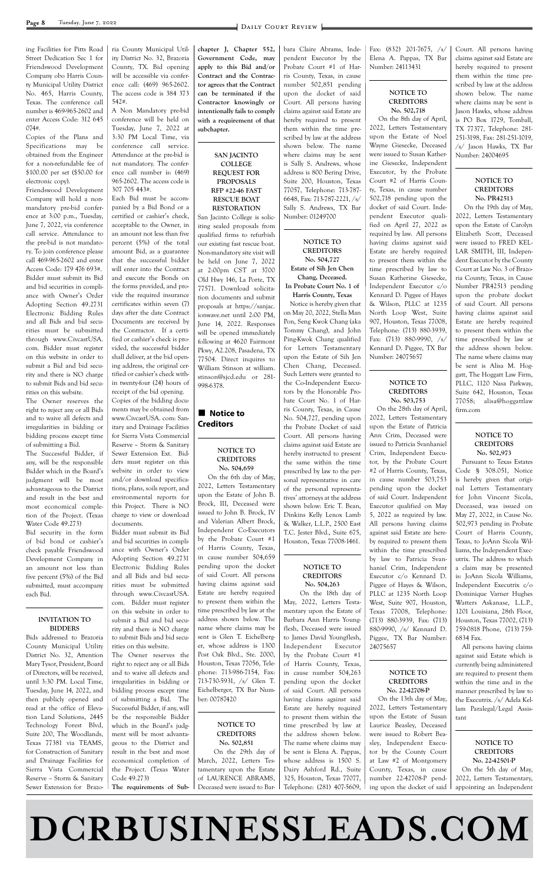ing Facilities for Pitts Road Street Dedication Sec 1 for Friendswood Development Company obo Harris County Municipal Utility District No. 465, Harris County, Texas. The conference call number is 469-965-2602 and enter Access Code: 312 645 074#.

Copies of the Plans and Specifications may be obtained from the Engineer for a non-refundable fee of $100.00 per set ($50.00 for electronic copy).

Friendswood Development Company will hold a non-mandatory pre-bid conference at 3:00 p.m., Tuesday, June 7, 2022, via conference call service. Attendance to the pre-bid is not mandatory. To join conference please call 469-965-2602 and enter Access Code: 179 476 693#. Bidder must submit its Bid and bid securities in compliance with Owner's Order Adopting Section 49.2731 Electronic Bidding Rules and all Bids and bid securities must be submitted through www.CivcastUSA.com. Bidder must register on this website in order to submit a Bid and bid security and there is NO charge to submit Bids and bid securities on this website.

The Owner reserves the right to reject any or all Bids and to waive all defects and irregularities in bidding or bidding process except time of submitting a Bid.

The Successful Bidder, if any, will be the responsible Bidder which in the Board's judgment will be most advantageous to the District and result in the best and most economical completion of the Project. (Texas Water Code 49.273)

Bid security in the form of bid bond or cashier's check payable Friendswood Development Company in an amount not less than five percent (5%) of the Bid submitted, must accompany each Bid.

### INVITATION TO BIDDERS

Bids addressed to Brazoria County Municipal Utility District No. 32, Attention Mary Tysor, President, Board of Directors, will be received, until 3:30 PM. Local Time, Tuesday, June 14, 2022, and then publicly opened and read at the office of Elevation Land Solutions, 2445 Technology Forest Blvd, Suite 200, The Woodlands, Texas 77381 via TEAMS, for Construction of Sanitary and Drainage Facilities for Sierra Vista Commercial Reserve – Storm & Sanitary Sewer Extension for Brazoria County Municipal Utility District No. 32, Brazoria County, TX. Bid opening will be accessible via conference call: (469) 965-2602. The access code is 384 373 542#.

A Non Mandatory pre-bid conference will be held on Tuesday, June 7, 2022 at 3:30 PM Local Time, via conference call service. Attendance at the pre-bid is not mandatory. The conference call number is: (469) 965-2602. The access code is 307 705 443#.

Each Bid must be accompanied by a Bid Bond or a certified or cashier's check, acceptable to the Owner, in an amount not less than five percent (5%) of the total amount Bid, as a guarantee that the successful bidder will enter into the Contract and execute the Bonds on the forms provided, and provide the required insurance certificates within seven (7) days after the date Contract Documents are received by the Contractor. If a certified or cashier's check is provided, the successful bidder shall deliver, at the bid opening address, the original certified or cashier's check within twenty-four (24) hours of receipt of the bid opening.

Copies of the bidding documents may be obtained from www.CivcastUSA. com: Sanitary and Drainage Facilities for Sierra Vista Commercial Reserve – Storm & Sanitary Sewer Extension Ext. Bidders must register on this website in order to view and/or download specifications, plans, soils report, and environmental reports for this Project. There is NO charge to view or download documents.

Bidder must submit its Bid and bid securities in compliance with Owner's Order Adopting Section 49.2731 Electronic Bidding Rules and all Bids and bid securities must be submitted through www.CivcastUSA.com. Bidder must register on this website in order to submit a Bid and bid security and there is NO charge to submit Bids and bid securities on this website.

The Owner reserves the right to reject any or all Bids and to waive all defects and irregularities in bidding or bidding process except time of submitting a Bid. The Successful Bidder, if any, will be the responsible Bidder which in the Board's judgment will be most advantageous to the District and result in the best and most economical completion of the Project. (Texas Water Code 49.273)

**The requirements of Subchapter J, Chapter 552, Government Code, may apply to this Bid and/or Contract and the Contractor agrees that the Contract can be terminated if the Contractor knowingly or intentionally fails to comply with a requirement of that subchapter.**

### SAN JACINTO COLLEGE REQUEST FOR PROPOSALS RFP #22-46 FAST RESCUE BOAT RESTORATION

San Jacinto College is soliciting sealed proposals from qualified firms to refurbish our existing fast rescue boat. Non-mandatory site visit will be held on June 7, 2022 at 2:00pm CST at 3700 Old Hwy 146, La Porte, TX 77571. Download solicitation documents and submit proposals at https://sanjac.ionwave.net until 2:00 PM, June 14, 2022. Responses will be opened immediately following at 4620 Fairmont Pkwy, A2.208, Pasadena, TX 77504. Direct inquires to William Stinson at william.stinson@sjcd.edu or 281-998-6378.

## Notice to Creditors

### NOTICE TO CREDITORS No. 504,659

On the 6th day of May, 2022, Letters Testamentary upon the Estate of John B. Brock, III, Deceased were issued to John B. Brock, IV and Valerian Albert Brock, Independent Co-Executors by the Probate Court #1 of Harris County, Texas, in cause number 504,659 pending upon the docket of said Court. All persons having claims against said Estate are hereby required to present them within the time prescribed by law at the address shown below. The name where claims may be sent is Glen T. Eichelberger, whose address is 1300 Post Oak Blvd., Ste. 2000, Houston, Texas 77056, Telephone: 713-986-7154, Fax: 713-730-5931, /s/ Glen T. Eichelberger, TX Bar Number: 00787420

### NOTICE TO CREDITORS No. 502,851

On the 29th day of March, 2022, Letters Testamentary upon the Estate of LAURENCE ABRAMS, Deceased were issued to Barbara Claire Abrams, Independent Executor by the Probate Court #1 of Harris County, Texas, in cause number 502,851 pending upon the docket of said Court. All persons having claims against said Estate are hereby required to present them within the time prescribed by law at the address shown below. The name where claims may be sent is Sally S. Andrews, whose address is 800 Bering Drive, Suite 200, Houston, Texas 77057, Telephone: 713-787-6648, Fax: 713-787-2221, /s/ Sally S. Andrews, TX Bar Number: 01249700

### NOTICE TO CREDITORS No. 504,727 Estate of Sih Jen Chen Chang, Deceased. In Probate Court No. 1 of Harris County, Texas

Notice is hereby given that on May 20, 2022, Stella Man Pon, Seng Kwok Chang (aka Tommy Chang), and John Ping-Kwok Chang qualified for Letters Testamentary upon the Estate of Sih Jen Chen Chang, Deceased. Such Letters were granted to the Co-Independent Executors by the Honorable Probate Court No. 1 of Harris County, Texas, in Cause No. 504,727, pending upon the Probate Docket of said Court. All persons having claims against said Estate are hereby instructed to present the same within the time prescribed by law to the personal representative in care of the personal representatives' attorneys at the address shown below: Eric T. Bean, Dinkins Kelly Lenox Lamb & Walker, L.L.P., 2500 East T.C. Jester Blvd., Suite 675, Houston, Texas 77008-1461.

### NOTICE TO CREDITORS No. 504,263

On the 18th day of May, 2022, Letters Testamentary upon the Estate of Barbara Ann Harris Youngflesh, Deceased were issued to James David Youngflesh, Independent Executor by the Probate Court #1 of Harris County, Texas, in cause number 504,263 pending upon the docket of said Court. All persons having claims against said Estate are hereby required to present them within the time prescribed by law at the address shown below. The name where claims may be sent is Elena A. Pappas, whose address is 1500 S. Dairy Ashford Rd., Suite 325, Houston, Texas 77077, Telephone: (281) 407-5609, Fax: (832) 201-7675, /s/ Elena A. Pappas, TX Bar Number: 24113431

### NOTICE TO CREDITORS No. 502,718

On the 8th day of April, 2022, Letters Testamentary upon the Estate of Noel Wayne Giesecke, Deceased were issued to Susan Katherine Giesecke, Independent Executor, by the Probate Court #2 of Harris County, Texas, in cause number 502,718 pending upon the docket of said Court. Independent Executor qualified on April 27, 2022 as required by law. All persons having claims against said Estate are hereby required to present them within the time prescribed by law to Susan Katherine Giesecke, Independent Executor c/o Kennard D. Piggee of Hayes & Wilson, PLLC at 1235 North Loop West, Suite 907, Houston, Texas 77008, Telephone: (713) 880-3939, Fax: (713) 880-9990, /s/ Kennard D. Piggee, TX Bar Number: 24075657

### NOTICE TO CREDITORS No. 503,753

On the 28th day of April, 2022, Letters Testamentary upon the Estate of Patricia Ann Crim, Deceased were issued to Patricia Svanhaniel Crim, Independent Executor, by the Probate Court #2 of Harris County, Texas, in cause number 503,753 pending upon the docket of said Court. Independent Executor qualified on May 5, 2022 as required by law. All persons having claims against said Estate are hereby required to present them within the time prescribed by law to Patricia Svanhaniel Crim, Independent Executor c/o Kennard D. Piggee of Hayes & Wilson, PLLC at 1235 North Loop West, Suite 907, Houston, Texas 77008, Telephone: (713) 880-3939, Fax: (713) 880-9990, /s/ Kennard D. Piggee, TX Bar Number: 24075657

### NOTICE TO CREDITORS No. 22-42708-P

On the 13th day of May, 2022, Letters Testamentary upon the Estate of Susan Laurice Beasley, Deceased were issued to Robert Beasley, Independent Executor by the County Court at Law #2 of Montgomery County, Texas, in cause number 22-42708-P pending upon the docket of said Court. All persons having claims against said Estate are hereby required to present them within the time prescribed by law at the address shown below. The name where claims may be sent is Jason Hawks, whose address is PO Box 1729, Tomball, TX 77377, Telephone: 281-251-3198, Fax: 281-251-1019, /s/ Jason Hawks, TX Bar Number: 24004695

### NOTICE TO CREDITORS No. PR42513

On the 19th day of May, 2022, Letters Testamentary upon the Estate of Carolyn Elizabeth Scott, Deceased were issued to FRED KELLAR SMITH, III, Independent Executor by the County Court at Law No. 3 of Brazoria County, Texas, in Cause Number PR42513 pending upon the probate docket of said Court. All persons having claims against said Estate are hereby required to present them within the time prescribed by law at the address shown below. The name where claims may be sent is Alisa M. Hoggatt, The Hoggatt Law Firm, PLLC, 1120 Nasa Parkway, Suite 642, Houston, Texas 77058; alisa@hoggattlawfirm.com

### NOTICE TO CREDITORS No. 502,973

Pursuant to Texas Estates Code § 308.051, Notice is hereby given that original Letters Testamentary for John Vincent Sicola, Deceased, was issued on May 27, 2022, in Cause No. 502,973 pending in Probate Court of Harris County, Texas, to JoAnn Sicola Williams, the Independent Executrix. The address to which a claim may be presented is: JoAnn Sicola Williams, Independent Executrix c/o Dominique Varner Hughes Watters Askanase, L.L.P., 1201 Louisiana, 28th Floor, Houston, Texas 77002, (713) 759-0818 Phone, (713) 759-6834 Fax.

All persons having claims against said Estate which is currently being administered are required to present them within the time and in the manner prescribed by law to the Executrix. /s/ Adela Kellam Paralegal/Legal Assistant

### NOTICE TO CREDITORS No. 22-42501-P

On the 5th day of May, 2022, Letters Testamentary, appointing an Independent

# DCRBUSINESSLEADS.COM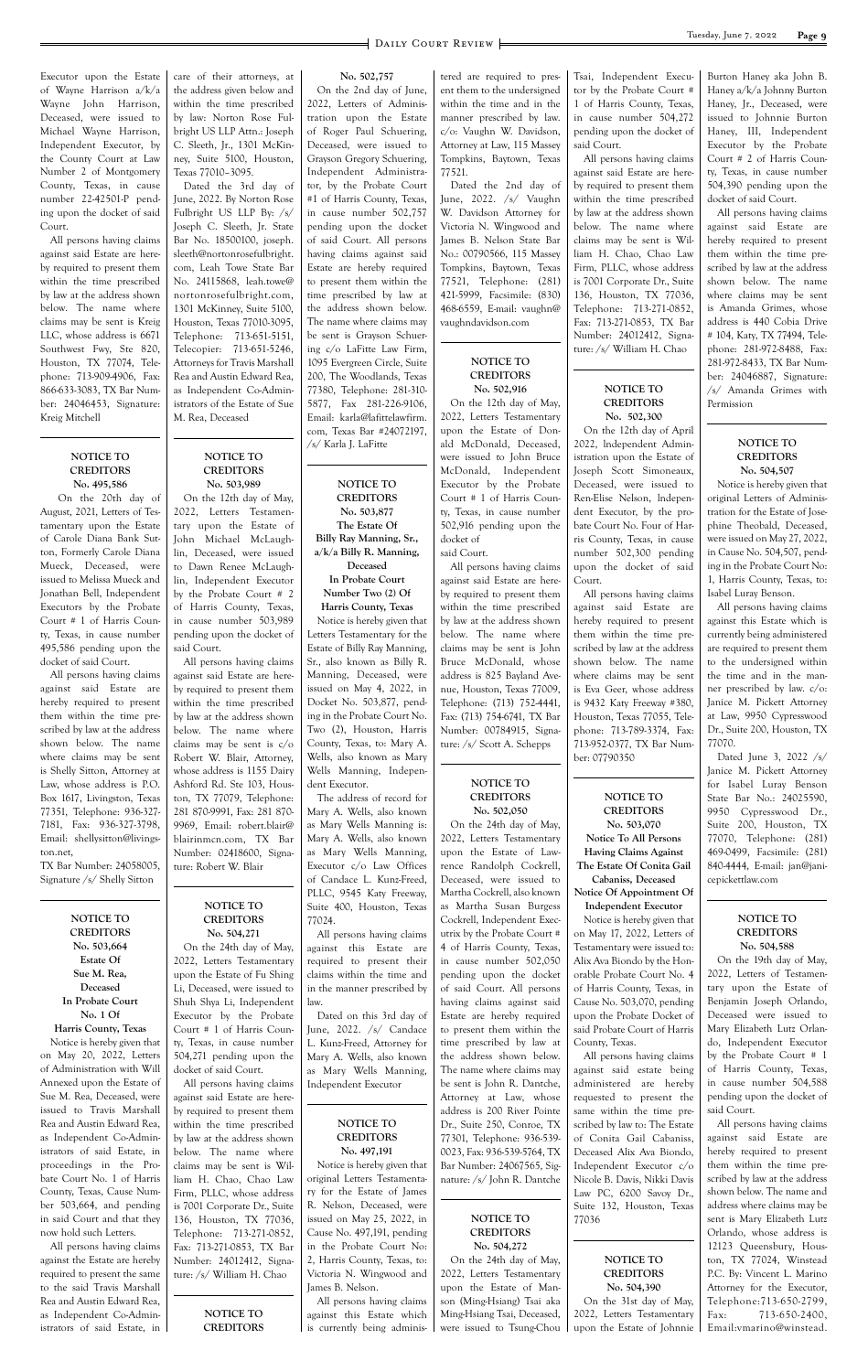Executor upon the Estate of Wayne Harrison a/k/a Wayne John Harrison, Deceased, were issued to Michael Wayne Harrison, Independent Executor, by the County Court at Law Number 2 of Montgomery County, Texas, in cause number 22-42501-P pending upon the docket of said Court.

All persons having claims against said Estate are hereby required to present them within the time prescribed by law at the address shown below. The name where claims may be sent is Kreig LLC, whose address is 6671 Southwest Fwy, Ste 820, Houston, TX 77074, Telephone: 713-909-4906, Fax: 866-633-3083, TX Bar Number: 24046453, Signature: Kreig Mitchell

---

**NOTICE TO CREDITORS**
**No. 495,586**

On the 20th day of August, 2021, Letters of Testamentary upon the Estate of Carole Diana Bank Sutton, Formerly Carole Diana Mueck, Deceased, were issued to Melissa Mueck and Jonathan Bell, Independent Executors by the Probate Court # 1 of Harris County, Texas, in cause number 495,586 pending upon the docket of said Court.

All persons having claims against said Estate are hereby required to present them within the time prescribed by law at the address shown below. The name where claims may be sent is Shelly Sitton, Attorney at Law, whose address is P.O. Box 1617, Livingston, Texas 77351, Telephone: 936-327-7181, Fax: 936-327-3798, Email: shellysitton@livingston.net,
TX Bar Number: 24058005, Signature /s/ Shelly Sitton

---

**NOTICE TO CREDITORS**
**No. 503,664**
**Estate Of**
**Sue M. Rea,**
**Deceased**
**In Probate Court No. 1 Of**
**Harris County, Texas**

Notice is hereby given that on May 20, 2022, Letters of Administration with Will Annexed upon the Estate of Sue M. Rea, Deceased, were issued to Travis Marshall Rea and Austin Edward Rea, as Independent Co-Administrators of said Estate, in proceedings in the Probate Court No. 1 of Harris County, Texas, Cause Number 503,664, and pending in said Court and that they now hold such Letters.

All persons having claims against the Estate are hereby required to present the same to the said Travis Marshall Rea and Austin Edward Rea, as Independent Co-Administrators of said Estate, in care of their attorneys, at the address given below and within the time prescribed by law: Norton Rose Fulbright US LLP Attn.: Joseph C. Sleeth, Jr., 1301 McKinney, Suite 5100, Houston, Texas 77010–3095.

Dated the 3rd day of June, 2022. By Norton Rose Fulbright US LLP By: /s/ Joseph C. Sleeth, Jr. State Bar No. 18500100, joseph.sleeth@nortonrosefulbright.com, Leah Towe State Bar No. 24115868, leah.towe@nortonrosefulbright.com, 1301 McKinney, Suite 5100, Houston, Texas 77010-3095, Telephone: 713-651-5151, Telecopier: 713-651-5246, Attorneys for Travis Marshall Rea and Austin Edward Rea, as Independent Co-Administrators of the Estate of Sue M. Rea, Deceased

---

**NOTICE TO CREDITORS**
**No. 503,989**

On the 12th day of May, 2022, Letters Testamentary upon the Estate of John Michael McLaughlin, Deceased, were issued to Dawn Renee McLaughlin, Independent Executor by the Probate Court # 2 of Harris County, Texas, in cause number 503,989 pending upon the docket of said Court.

All persons having claims against said Estate are hereby required to present them within the time prescribed by law at the address shown below. The name where claims may be sent is c/o Robert W. Blair, Attorney, whose address is 1155 Dairy Ashford Rd. Ste 103, Houston, TX 77079, Telephone: 281 870-9991, Fax: 281 870-9969, Email: robert.blair@blairinmcn.com, TX Bar Number: 02418600, Signature: Robert W. Blair

---

**NOTICE TO CREDITORS**
**No. 504,271**

On the 24th day of May, 2022, Letters Testamentary upon the Estate of Fu Shing Li, Deceased, were issued to Shuh Shya Li, Independent Executor by the Probate Court # 1 of Harris County, Texas, in cause number 504,271 pending upon the docket of said Court.

All persons having claims against said Estate are hereby required to present them within the time prescribed by law at the address shown below. The name where claims may be sent is William H. Chao, Chao Law Firm, PLLC, whose address is 7001 Corporate Dr., Suite 136, Houston, TX 77036, Telephone: 713-271-0852, Fax: 713-271-0853, TX Bar Number: 24012412, Signature: /s/ William H. Chao

---

**NOTICE TO CREDITORS**
**No. 502,757**

On the 2nd day of June, 2022, Letters of Administration upon the Estate of Roger Paul Schuering, Deceased, were issued to Grayson Gregory Schuering, Independent Administrator, by the Probate Court #1 of Harris County, Texas, in cause number 502,757 pending upon the docket of said Court. All persons having claims against said Estate are hereby required to present them within the time prescribed by law at the address shown below. The name where claims may be sent is Grayson Schuering c/o LaFitte Law Firm, 1095 Evergreen Circle, Suite 200, The Woodlands, Texas 77380, Telephone: 281-310-5877, Fax 281-226-9106, Email: karla@lafittelawfirm.com, Texas Bar #24072197, /s/ Karla J. LaFitte

---

**NOTICE TO CREDITORS**
**No. 503,877**
**The Estate Of**
**Billy Ray Manning, Sr., a/k/a Billy R. Manning, Deceased**
**In Probate Court Number Two (2) Of Harris County, Texas**

Notice is hereby given that Letters Testamentary for the Estate of Billy Ray Manning, Sr., also known as Billy R. Manning, Deceased, were issued on May 4, 2022, in Docket No. 503,877, pending in the Probate Court No. Two (2), Houston, Harris County, Texas, to: Mary A. Wells, also known as Mary Wells Manning, Independent Executor.

The address of record for Mary A. Wells, also known as Mary Wells Manning is: Mary A. Wells, also known as Mary Wells Manning, Executor c/o Law Offices of Candace L. Kunz-Freed, PLLC, 9545 Katy Freeway, Suite 400, Houston, Texas 77024.

All persons having claims against this Estate are required to present their claims within the time and in the manner prescribed by law.

Dated on this 3rd day of June, 2022. /s/ Candace L. Kunz-Freed, Attorney for Mary A. Wells, also known as Mary Wells Manning, Independent Executor

---

**NOTICE TO CREDITORS**
**No. 497,191**

Notice is hereby given that original Letters Testamentary for the Estate of James R. Nelson, Deceased, were issued on May 25, 2022, in Cause No. 497,191, pending in the Probate Court No: 2, Harris County, Texas, to: Victoria N. Wingwood and James B. Nelson.

All persons having claims against this Estate which is currently being administered are required to present them to the undersigned within the time and in the manner prescribed by law. c/o: Vaughn W. Davidson, Attorney at Law, 115 Massey Tompkins, Baytown, Texas 77521.

Dated the 2nd day of June, 2022. /s/ Vaughn W. Davidson Attorney for Victoria N. Wingwood and James B. Nelson State Bar No.: 00790566, 115 Massey Tompkins, Baytown, Texas 77521, Telephone: (281) 421-5999, Facsimile: (830) 468-6559, E-mail: vaughn@vaughndavidson.com

---

**NOTICE TO CREDITORS**
**No. 502,916**

On the 12th day of May, 2022, Letters Testamentary upon the Estate of Donald McDonald, Deceased, were issued to John Bruce McDonald, Independent Executor by the Probate Court # 1 of Harris County, Texas, in cause number 502,916 pending upon the docket of
said Court.

All persons having claims against said Estate are hereby required to present them within the time prescribed by law at the address shown below. The name where claims may be sent is John Bruce McDonald, whose address is 825 Bayland Avenue, Houston, Texas 77009, Telephone: (713) 752-4441, Fax: (713) 754-6741, TX Bar Number: 00784915, Signature: /s/ Scott A. Schepps

---

**NOTICE TO CREDITORS**
**No. 502,050**

On the 24th day of May, 2022, Letters Testamentary upon the Estate of Lawrence Randolph Cockrell, Deceased, were issued to Martha Cockrell, also known as Martha Susan Burgess Cockrell, Independent Executrix by the Probate Court # 4 of Harris County, Texas, in cause number 502,050 pending upon the docket of said Court. All persons having claims against said Estate are hereby required to present them within the time prescribed by law at the address shown below. The name where claims may be sent is John R. Dantche, Attorney at Law, whose address is 200 River Pointe Dr., Suite 250, Conroe, TX 77301, Telephone: 936-539-0023, Fax: 936-539-5764, TX Bar Number: 24067565, Signature: /s/ John R. Dantche

---

**NOTICE TO CREDITORS**
**No. 504,272**

On the 24th day of May, 2022, Letters Testamentary upon the Estate of Manson (Ming-Hsiang) Tsai aka Ming-Hsiang Tsai, Deceased, were issued to Tsung-Chou Tsai, Independent Executor by the Probate Court # 1 of Harris County, Texas, in cause number 504,272 pending upon the docket of said Court.

All persons having claims against said Estate are hereby required to present them within the time prescribed by law at the address shown below. The name where claims may be sent is William H. Chao, Chao Law Firm, PLLC, whose address is 7001 Corporate Dr., Suite 136, Houston, TX 77036, Telephone: 713-271-0852, Fax: 713-271-0853, TX Bar Number: 24012412, Signature: /s/ William H. Chao

---

**NOTICE TO CREDITORS**
**No. 502,300**

On the 12th day of April 2022, Independent Administration upon the Estate of Joseph Scott Simoneaux, Deceased, were issued to Ren-Elise Nelson, Independent Executor, by the probate Court No. Four of Harris County, Texas, in cause number 502,300 pending upon the docket of said Court.

All persons having claims against said Estate are hereby required to present them within the time prescribed by law at the address shown below. The name where claims may be sent is Eva Geer, whose address is 9432 Katy Freeway #380, Houston, Texas 77055, Telephone: 713-789-3374, Fax: 713-952-0377, TX Bar Number: 07790350

---

**NOTICE TO CREDITORS**
**No. 503,070**
**Notice To All Persons Having Claims Against The Estate Of Conita Gail Cabaniss, Deceased**
**Notice Of Appointment Of Independent Executor**

Notice is hereby given that on May 17, 2022, Letters of Testamentary were issued to: Alix Ava Biondo by the Honorable Probate Court No. 4 of Harris County, Texas, in Cause No. 503,070, pending upon the Probate Docket of said Probate Court of Harris County, Texas.

All persons having claims against said estate being administered are hereby requested to present the same within the time prescribed by law to: The Estate of Conita Gail Cabaniss, Deceased Alix Ava Biondo, Independent Executor c/o Nicole B. Davis, Nikki Davis Law PC, 6200 Savoy Dr., Suite 132, Houston, Texas 77036

---

**NOTICE TO CREDITORS**
**No. 504,390**

On the 31st day of May, 2022, Letters Testamentary upon the Estate of Johnnie Burton Haney aka John B. Haney a/k/a Johnny Burton Haney, Jr., Deceased, were issued to Johnnie Burton Haney, III, Independent Executor by the Probate Court # 2 of Harris County, Texas, in cause number 504,390 pending upon the docket of said Court.

All persons having claims against said Estate are hereby required to present them within the time prescribed by law at the address shown below. The name where claims may be sent is Amanda Grimes, whose address is 440 Cobia Drive # 104, Katy, TX 77494, Telephone: 281-972-8488, Fax: 281-972-8433, TX Bar Number: 24046887, Signature: /s/ Amanda Grimes with Permission

---

**NOTICE TO CREDITORS**
**No. 504,507**

Notice is hereby given that original Letters of Administration for the Estate of Josephine Theobald, Deceased, were issued on May 27, 2022, in Cause No. 504,507, pending in the Probate Court No: 1, Harris County, Texas, to: Isabel Luray Benson.

All persons having claims against this Estate which is currently being administered are required to present them to the undersigned within the time and in the manner prescribed by law. c/o: Janice M. Pickett Attorney at Law, 9950 Cypresswood Dr., Suite 200, Houston, TX 77070.

Dated June 3, 2022 /s/ Janice M. Pickett Attorney for Isabel Luray Benson State Bar No.: 24025590, 9950 Cypresswood Dr., Suite 200, Houston, TX 77070, Telephone: (281) 469-0499, Facsimile: (281) 840-4444, E-mail: jan@janicepickettlaw.com

---

**NOTICE TO CREDITORS**
**No. 504,588**

On the 19th day of May, 2022, Letters of Testamentary upon the Estate of Benjamin Joseph Orlando, Deceased were issued to Mary Elizabeth Lutz Orlando, Independent Executor by the Probate Court # 1 of Harris County, Texas, in cause number 504,588 pending upon the docket of said Court.

All persons having claims against said Estate are hereby required to present them within the time prescribed by law at the address shown below. The name and address where claims may be sent is Mary Elizabeth Lutz Orlando, whose address is 12123 Queensbury, Houston, TX 77024, Winstead P.C. By: Vincent L. Marino Attorney for the Executor, Telephone:713-650-2799, Fax: 713-650-2400, Email:vmarino@winstead.

---

**NOTICE TO CREDITORS**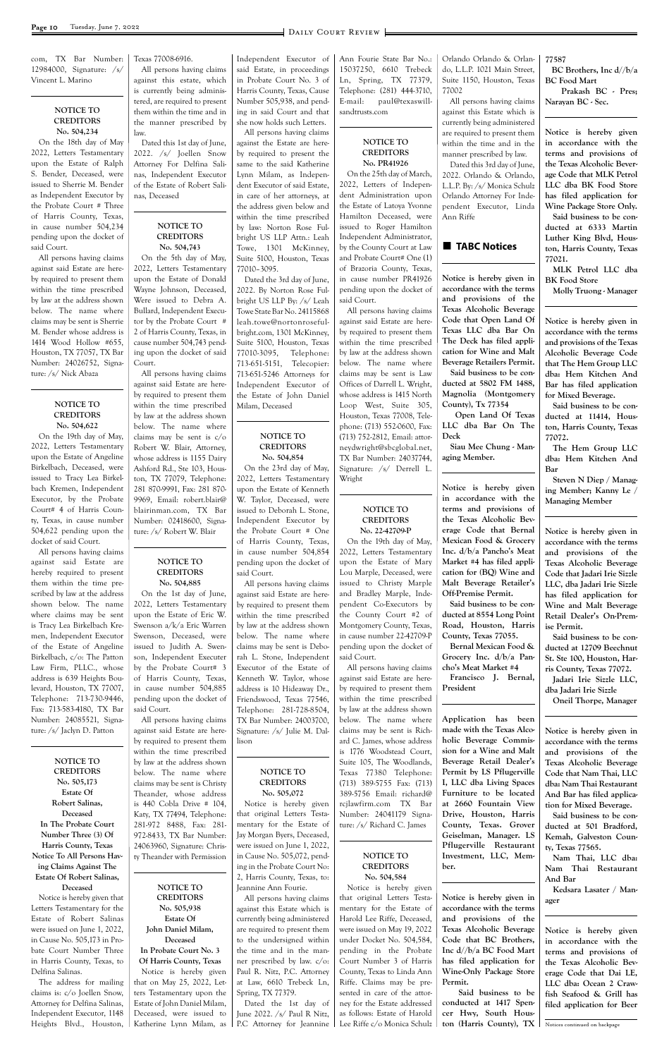com, TX Bar Number: 12984000, Signature: /s/ Vincent L. Marino

### NOTICE TO CREDITORS No. 504,234

On the 18th day of May 2022, Letters Testamentary upon the Estate of Ralph S. Bender, Deceased, were issued to Sherrie M. Bender as Independent Executor by the Probate Court # Three of Harris County, Texas, in cause number 504,234 pending upon the docket of said Court.

All persons having claims against said Estate are hereby required to present them within the time prescribed by law at the address shown below. The name where claims may be sent is Sherrie M. Bender whose address is 1414 Wood Hollow #655, Houston, TX 77057, TX Bar Number: 24026752, Signature: /s/ Nick Abaza

### NOTICE TO CREDITORS No. 504,622

On the 19th day of May, 2022, Letters Testamentary upon the Estate of Angeline Birkelbach, Deceased, were issued to Tracy Lea Birkelbach Kremen, Independent Executor, by the Probate Court# 4 of Harris County, Texas, in cause number 504,622 pending upon the docket of said Court.

All persons having claims against said Estate are hereby required to present them within the time prescribed by law at the address shown below. The name where claims may be sent is Tracy Lea Birkelbach Kremen, Independent Executor of the Estate of Angeline Birkelbach, c/o: The Patton Law Firm, PLLC., whose address is 639 Heights Boulevard, Houston, TX 77007, Telephone: 713-730-9446, Fax: 713-583-4180, TX Bar Number: 24085521, Signature: /s/ Jaclyn D. Patton

### NOTICE TO CREDITORS No. 505,173 Estate Of Robert Salinas, Deceased In The Probate Court Number Three (3) Of Harris County, Texas Notice To All Persons Having Claims Against The Estate Of Robert Salinas, Deceased

Notice is hereby given that Letters Testamentary for the Estate of Robert Salinas were issued on June 1, 2022, in Cause No. 505,173 in Probate Court Number Three in Harris County, Texas, to Delfina Salinas.

The address for mailing claims is: c/o Joellen Snow, Attorney for Delfina Salinas, Independent Executor, 1148 Heights Blvd., Houston, Texas 77008-6916.

All persons having claims against this estate, which is currently being administered, are required to present them within the time and in the manner prescribed by law.

Dated this 1st day of June, 2022. /s/ Joellen Snow Attorney For Delfina Salinas, Independent Executor of the Estate of Robert Salinas, Deceased

### NOTICE TO CREDITORS No. 504,743

On the 5th day of May, 2022, Letters Testamentary upon the Estate of Donald Wayne Johnson, Deceased, Were issued to Debra A. Bullard, Independent Executor by the Probate Court # 2 of Harris County, Texas, in cause number 504,743 pending upon the docket of said Court.

All persons having claims against said Estate are hereby required to present them within the time prescribed by law at the address shown below. The name where claims may be sent is c/o Robert W. Blair, Attorney, whose address is 1155 Dairy Ashford Rd., Ste 103, Houston, TX 77079, Telephone: 281 870-9991, Fax: 281 870-9969, Email: robert.blair@blairinman.com, TX Bar Number: 02418600, Signature: /s/ Robert W. Blair

### NOTICE TO CREDITORS No. 504,885

On the 1st day of June, 2022, Letters Testamentary upon the Estate of Eric W. Swenson a/k/a Eric Warren Swenson, Deceased, were issued to Judith A. Swenson, Independent Executor by the Probate Court# 3 of Harris County, Texas, in cause number 504,885 pending upon the docket of said Court.

All persons having claims against said Estate are hereby required to present them within the time prescribed by law at the address shown below. The name where claims may be sent is Christy Theander, whose address is 440 Cobla Drive # 104, Katy, TX 77494, Telephone: 281-972 8488, Fax: 281-972-8433, TX Bar Number: 24063960, Signature: Christy Theander with Permission

### NOTICE TO CREDITORS No. 505,938 Estate Of John Daniel Milam, Deceased In Probate Court No. 3 Of Harris County, Texas

Notice is hereby given that on May 25, 2022, Letters Testamentary upon the Estate of John Daniel Milam, Deceased, were issued to Katherine Lynn Milam, as Independent Executor of said Estate, in proceedings in Probate Court No. 3 of Harris County, Texas, Cause Number 505,938, and pending in said Court and that she now holds such Letters.

All persons having claims against the Estate are hereby required to present the same to the said Katherine Lynn Milam, as Independent Executor of said Estate, in care of her attorneys, at the address given below and within the time prescribed by law: Norton Rose Fulbright US LLP Attn.: Leah Towe, 1301 McKinney, Suite 5100, Houston, Texas 77010–3095.

Dated the 3rd day of June, 2022. By Norton Rose Fulbright US LLP By: /s/ Leah Towe State Bar No. 24115868 leah.towe@nortonrosefulbright.com, 1301 McKinney, Suite 5100, Houston, Texas 77010-3095, Telephone: 713-651-5151, Telecopier: 713-651-5246 Attorneys for Independent Executor of the Estate of John Daniel Milam, Deceased

### NOTICE TO CREDITORS No. 504,854

On the 23rd day of May, 2022, Letters Testamentary upon the Estate of Kenneth W. Taylor, Deceased, were issued to Deborah L. Stone, Independent Executor by the Probate Court # One of Harris County, Texas, in cause number 504,854 pending upon the docket of said Court.

All persons having claims against said Estate are hereby required to present them within the time prescribed by law at the address shown below. The name where claims may be sent is Deborah L. Stone, Independent Executor of the Estate of Kenneth W. Taylor, whose address is 10 Hideaway Dr., Friendswood, Texas 77546, Telephone: 281-728-8504, TX Bar Number: 24003700, Signature: /s/ Julie M. Dallison

### NOTICE TO CREDITORS No. 505,072

Notice is hereby given that original Letters Testamentary for the Estate of Jay Morgan Byers, Deceased, were issued on June 1, 2022, in Cause No. 505,072, pending in the Probate Court No: 2, Harris County, Texas, to: Jeannine Ann Fourie.

All persons having claims against this Estate which is currently being administered are required to present them to the undersigned within the time and in the manner prescribed by law. c/o: Paul R. Nitz, P.C. Attorney at Law, 6610 Trebeck Ln, Spring, TX 77379.

Dated the 1st day of June 2022. /s/ Paul R Nitz, P.C. Attorney for Jeannine Ann Fourie State Bar No.: 15037250, 6610 Trebeck Ln, Spring, TX 77379, Telephone: (281) 444-3710, E-mail: paul@texaswillsandtrusts.com

### NOTICE TO CREDITORS No. PR41926

On the 25th day of March, 2022, Letters of Independent Administration upon the Estate of Latoya Yvonne Hamilton Deceased, were issued to Roger Hamilton Independent Administrator, by the County Court at Law and Probate Court# One (1) of Brazoria County, Texas, in cause number PR41926 pending upon the docket of said Court.

All persons having claims against said Estate are hereby required to present them within the time prescribed by law at the address shown below. The name where claims may be sent is Law Offices of Darrell L. Wright, whose address is 1415 North Loop West, Suite 305, Houston, Texas 77008, Telephone: (713) 552-0600, Fax: (713) 752-2812, Email: attorneydwright@sbcglobal.net, TX Bar Number: 24037744, Signature: /s/ Derrell L. Wright

### NOTICE TO CREDITORS No. 22-42709-P

On the 19th day of May, 2022, Letters Testamentary upon the Estate of Mary Lou Marple, Deceased, were issued to Christy Marple and Bradley Marple, Independent Co-Executors by the County Court #2 of Montgomery County, Texas, in cause number 22-42709-P pending upon the docket of said Court.

All persons having claims against said Estate are hereby required to present them within the time prescribed by law at the address shown below. The name where claims may be sent is Richard C. James, whose address is 1776 Woodstead Court, Suite 105, The Woodlands, Texas 77380 Telephone: (713) 389-5755 Fax: (713) 389-5756 Email: richard@rcjlawfirm.com TX Bar Number: 24041179 Signature: /s/ Richard C. James

### NOTICE TO CREDITORS No. 504,584

Notice is hereby given that original Letters Testamentary for the Estate of Harold Lee Riffe, Deceased, were issued on May 19, 2022 under Docket No. 504,584, pending in the Probate Court Number 3 of Harris County, Texas to Linda Ann Riffe. Claims may be presented in care of the attorney for the Estate addressed as follows: Estate of Harold Lee Riffe c/o Monica Schulz Orlando Orlando & Orlando, L.L.P. 1021 Main Street, Suite 1150, Houston, Texas 77002

All persons having claims against this Estate which is currently being administered are required to present them within the time and in the manner prescribed by law.

Dated this 3rd day of June, 2022. Orlando & Orlando, L.L.P. By: /s/ Monica Schulz Orlando Attorney For Independent Executor, Linda Ann Riffe

## ■ TABC Notices

**Notice is hereby given in accordance with the terms and provisions of the Texas Alcoholic Beverage Code that Open Land Of Texas LLC dba Bar On The Deck has filed application for Wine and Malt Beverage Retailers Permit.**

**Said business to be conducted at 5802 FM 1488, Magnolia (Montgomery County), Tx 77354**

**Open Land Of Texas LLC dba Bar On The Deck**

**Siau Mee Chung - Managing Member.**

**Notice is hereby given in accordance with the terms and provisions of the Texas Alcoholic Beverage Code that Bernal Mexican Food & Grocery Inc. d/b/a Pancho's Meat Market #4 has filed application for (BQ) Wine and Malt Beverage Retailer's Off-Premise Permit.**

**Said business to be conducted at 8554 Long Point Road, Houston, Harris County, Texas 77055.**

**Bernal Mexican Food & Grocery Inc. d/b/a Pancho's Meat Market #4**

**Francisco J. Bernal, President**

**Application has been made with the Texas Alcoholic Beverage Commission for a Wine and Malt Beverage Retail Dealer's Permit by LS Pflugerville I, LLC dba Living Spaces Furniture to be located at 2660 Fountain View Drive, Houston, Harris County, Texas. Grover Geiselman, Manager. LS Pflugerville Restaurant Investment, LLC, Member.**

**Notice is hereby given in accordance with the terms and provisions of the Texas Alcoholic Beverage Code that BC Brothers, Inc d//b/a BC Food Mart has filed application for Wine-Only Package Store Permit.**

**Said business to be conducted at 1417 Spencer Hwy, South Houston (Harris County), TX 77587**

**BC Brothers, Inc d//b/a BC Food Mart**

**Prakash BC - Pres; Narayan BC - Sec.**

**Notice is hereby given in accordance with the terms and provisions of the Texas Alcoholic Beverage Code that MLK Petrol LLC dba BK Food Store has filed application for Wine Package Store Only.**

**Said business to be conducted at 6333 Martin Luther King Blvd, Houston, Harris County, Texas 77021.**

**MLK Petrol LLC dba BK Food Store**

**Molly Truong - Manager**

**Notice is hereby given in accordance with the terms and provisions of the Texas Alcoholic Beverage Code that The Hem Group LLC dba: Hem Kitchen And Bar has filed application for Mixed Beverage.**

**Said business to be conducted at 11414, Houston, Harris County, Texas 77072.**

**The Hem Group LLC dba: Hem Kitchen And Bar**

**Steven N Diep / Managing Member; Kanny Le / Managing Member**

**Notice is hereby given in accordance with the terms and provisions of the Texas Alcoholic Beverage Code that Jadari Irie Sizzle LLC, dba Jadari Irie Sizzle has filed application for Wine and Malt Beverage Retail Dealer's On-Premise Permit.**

**Said business to be conducted at 12709 Beechnut St. Ste 100, Houston, Harris County, Texas 77072.**

**Jadari Irie Sizzle LLC, dba Jadari Irie Sizzle**

**Oneil Thorpe, Manager**

**Notice is hereby given in accordance with the terms and provisions of the Texas Alcoholic Beverage Code that Nam Thai, LLC dba: Nam Thai Restaurant And Bar has filed application for Mixed Beverage.**

**Said business to be conducted at 501 Bradford, Kemah, Galveston County, Texas 77565.**

**Nam Thai, LLC dba: Nam Thai Restaurant And Bar**

**Kedsara Lasater / Manager**

**Notice is hereby given in accordance with the terms and provisions of the Texas Alcoholic Beverage Code that Dai LE, LLC dba: Ocean 2 Crawfish Seafood & Grill has filed application for Beer**

Notices continued on backpage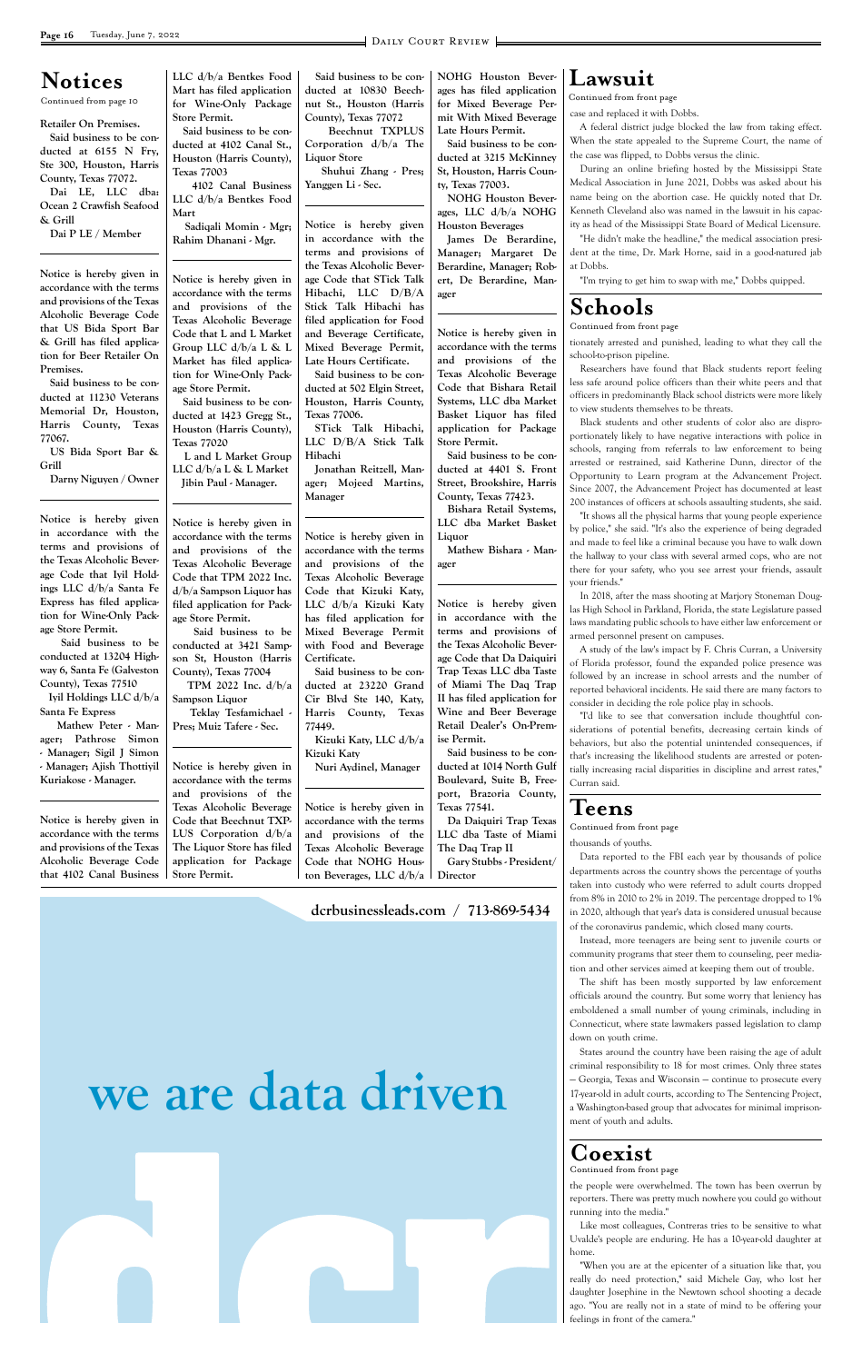# Notices

Continued from page 10

**Retailer On Premises.**

Said business to be conducted at 6155 N Fry, Ste 300, Houston, Harris County, Texas 77072.

Dai LE, LLC dba: Ocean 2 Crawfish Seafood & Grill

Dai P LE / Member

---

**Notice is hereby given in accordance with the terms and provisions of the Texas Alcoholic Beverage Code that US Bida Sport Bar & Grill has filed application for Beer Retailer On Premises.**

Said business to be conducted at 11230 Veterans Memorial Dr, Houston, Harris County, Texas 77067.

US Bida Sport Bar & Grill

Darny Niguyen / Owner

---

**Notice is hereby given in accordance with the terms and provisions of the Texas Alcoholic Beverage Code that Iyil Holdings LLC d/b/a Santa Fe Express has filed application for Wine-Only Package Store Permit.**

Said business to be conducted at 13204 Highway 6, Santa Fe (Galveston County), Texas 77510

Iyil Holdings LLC d/b/a Santa Fe Express

Mathew Peter - Manager; Pathrose Simon - Manager; Sigil J Simon - Manager; Ajish Thottiyil Kuriakose - Manager.

---

**Notice is hereby given in accordance with the terms and provisions of the Texas Alcoholic Beverage Code that 4102 Canal Business LLC d/b/a Bentkes Food Mart has filed application for Wine-Only Package Store Permit.**

Said business to be conducted at 4102 Canal St., Houston (Harris County), Texas 77003

4102 Canal Business LLC d/b/a Bentkes Food Mart

Sadiqali Momin - Mgr; Rahim Dhanani - Mgr.

---

**Notice is hereby given in accordance with the terms and provisions of the Texas Alcoholic Beverage Code that L and L Market Group LLC d/b/a L & L Market has filed application for Wine-Only Package Store Permit.**

Said business to be conducted at 1423 Gregg St., Houston (Harris County), Texas 77020

L and L Market Group LLC d/b/a L & L Market

Jibin Paul - Manager.

---

**Notice is hereby given in accordance with the terms and provisions of the Texas Alcoholic Beverage Code that TPM 2022 Inc. d/b/a Sampson Liquor has filed application for Package Store Permit.**

Said business to be conducted at 3421 Sampson St, Houston (Harris County), Texas 77004

TPM 2022 Inc. d/b/a Sampson Liquor

Teklay Tesfamichael - Pres; Muiz Tafere - Sec.

---

**Notice is hereby given in accordance with the terms and provisions of the Texas Alcoholic Beverage Code that Beechnut TXPLUS Corporation d/b/a The Liquor Store has filed application for Package Store Permit.**

Said business to be conducted at 10830 Beechnut St., Houston (Harris County), Texas 77072

Beechnut TXPLUS Corporation d/b/a The Liquor Store

Shuhui Zhang - Pres; Yanggen Li - Sec.

---

**Notice is hereby given in accordance with the terms and provisions of the Texas Alcoholic Beverage Code that STick Talk Hibachi, LLC D/B/A Stick Talk Hibachi has filed application for Food and Beverage Certificate, Mixed Beverage Permit, Late Hours Certificate.**

Said business to be conducted at 502 Elgin Street, Houston, Harris County, Texas 77006.

STick Talk Hibachi, LLC D/B/A Stick Talk Hibachi

Jonathan Reitzell, Manager; Mojeed Martins, Manager

---

**Notice is hereby given in accordance with the terms and provisions of the Texas Alcoholic Beverage Code that Kizuki Katy, LLC d/b/a Kizuki Katy has filed application for Mixed Beverage Permit with Food and Beverage Certificate.**

Said business to be conducted at 23220 Grand Cir Blvd Ste 140, Katy, Harris County, Texas 77449.

Kizuki Katy, LLC d/b/a Kizuki Katy

Nuri Aydinel, Manager

---

**Notice is hereby given in accordance with the terms and provisions of the Texas Alcoholic Beverage Code that NOHG Houston Beverages, LLC d/b/a NOHG Houston Beverages has filed application for Mixed Beverage Permit With Mixed Beverage Late Hours Permit.**

Said business to be conducted at 3215 McKinney St, Houston, Harris County, Texas 77003.

NOHG Houston Beverages, LLC d/b/a NOHG Houston Beverages

James De Berardine, Manager; Margaret De Berardine, Manager; Robert, De Berardine, Manager

---

**Notice is hereby given in accordance with the terms and provisions of the Texas Alcoholic Beverage Code that Bishara Retail Systems, LLC dba Market Basket Liquor has filed application for Package Store Permit.**

Said business to be conducted at 4401 S. Front Street, Brookshire, Harris County, Texas 77423.

Bishara Retail Systems, LLC dba Market Basket Liquor

Mathew Bishara - Manager

---

**Notice is hereby given in accordance with the terms and provisions of the Texas Alcoholic Beverage Code that Da Daiquiri Trap Texas LLC dba Taste of Miami The Daq Trap II has filed application for Wine and Beer Beverage Retail Dealer's On-Premise Permit.**

Said business to be conducted at 1014 North Gulf Boulevard, Suite B, Freeport, Brazoria County, Texas 77541.

Da Daiquiri Trap Texas LLC dba Taste of Miami The Daq Trap II

Gary Stubbs - President/Director

---

dcrbusinessleads.com / 713-869-5434

we are data driven

# Lawsuit

Continued from front page

case and replaced it with Dobbs.

A federal district judge blocked the law from taking effect. When the state appealed to the Supreme Court, the name of the case was flipped, to Dobbs versus the clinic.

During an online briefing hosted by the Mississippi State Medical Association in June 2021, Dobbs was asked about his name being on the abortion case. He quickly noted that Dr. Kenneth Cleveland also was named in the lawsuit in his capacity as head of the Mississippi State Board of Medical Licensure.

"He didn't make the headline," the medical association president at the time, Dr. Mark Horne, said in a good-natured jab at Dobbs.

"I'm trying to get him to swap with me," Dobbs quipped.

# Schools

Continued from front page

tionately arrested and punished, leading to what they call the school-to-prison pipeline.

Researchers have found that Black students report feeling less safe around police officers than their white peers and that officers in predominantly Black school districts were more likely to view students themselves to be threats.

Black students and other students of color also are disproportionately likely to have negative interactions with police in schools, ranging from referrals to law enforcement to being arrested or restrained, said Katherine Dunn, director of the Opportunity to Learn program at the Advancement Project. Since 2007, the Advancement Project has documented at least 200 instances of officers at schools assaulting students, she said.

"It shows all the physical harms that young people experience by police," she said. "It's also the experience of being degraded and made to feel like a criminal because you have to walk down the hallway to your class with several armed cops, who are not there for your safety, who you see arrest your friends, assault your friends."

In 2018, after the mass shooting at Marjory Stoneman Douglas High School in Parkland, Florida, the state Legislature passed laws mandating public schools to have either law enforcement or armed personnel present on campuses.

A study of the law's impact by F. Chris Curran, a University of Florida professor, found the expanded police presence was followed by an increase in school arrests and the number of reported behavioral incidents. He said there are many factors to consider in deciding the role police play in schools.

"I'd like to see that conversation include thoughtful considerations of potential benefits, decreasing certain kinds of behaviors, but also the potential unintended consequences, if that's increasing the likelihood students are arrested or potentially increasing racial disparities in discipline and arrest rates," Curran said.

# Teens

Continued from front page

thousands of youths.

Data reported to the FBI each year by thousands of police departments across the country shows the percentage of youths taken into custody who were referred to adult courts dropped from 8% in 2010 to 2% in 2019. The percentage dropped to 1% in 2020, although that year's data is considered unusual because of the coronavirus pandemic, which closed many courts.

Instead, more teenagers are being sent to juvenile courts or community programs that steer them to counseling, peer mediation and other services aimed at keeping them out of trouble.

The shift has been mostly supported by law enforcement officials around the country. But some worry that leniency has emboldened a small number of young criminals, including in Connecticut, where state lawmakers passed legislation to clamp down on youth crime.

States around the country have been raising the age of adult criminal responsibility to 18 for most crimes. Only three states — Georgia, Texas and Wisconsin — continue to prosecute every 17-year-old in adult courts, according to The Sentencing Project, a Washington-based group that advocates for minimal imprisonment of youth and adults.

# Coexist

Continued from front page

the people were overwhelmed. The town has been overrun by reporters. There was pretty much nowhere you could go without running into the media."

Like most colleagues, Contreras tries to be sensitive to what Uvalde's people are enduring. He has a 10-year-old daughter at home.

"When you are at the epicenter of a situation like that, you really do need protection," said Michele Gay, who lost her daughter Josephine in the Newtown school shooting a decade ago. "You are really not in a state of mind to be offering your feelings in front of the camera."